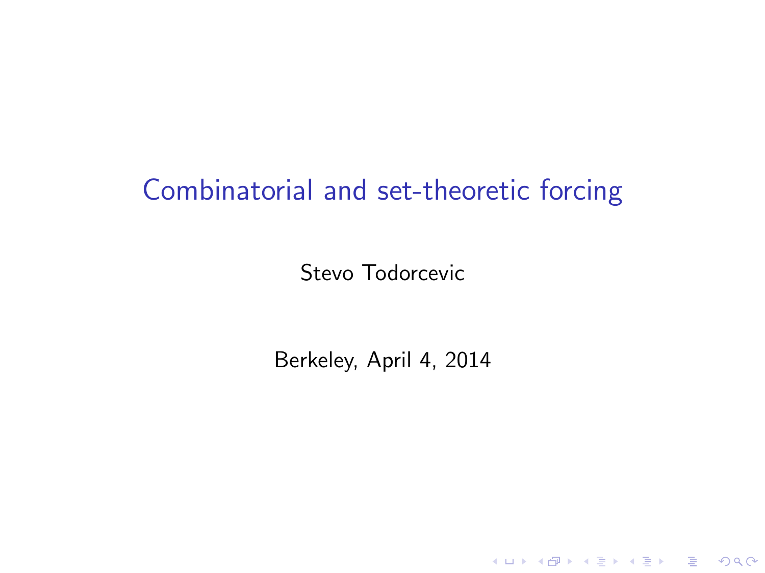# Combinatorial and set-theoretic forcing

Stevo Todorcevic

Berkeley, April 4, 2014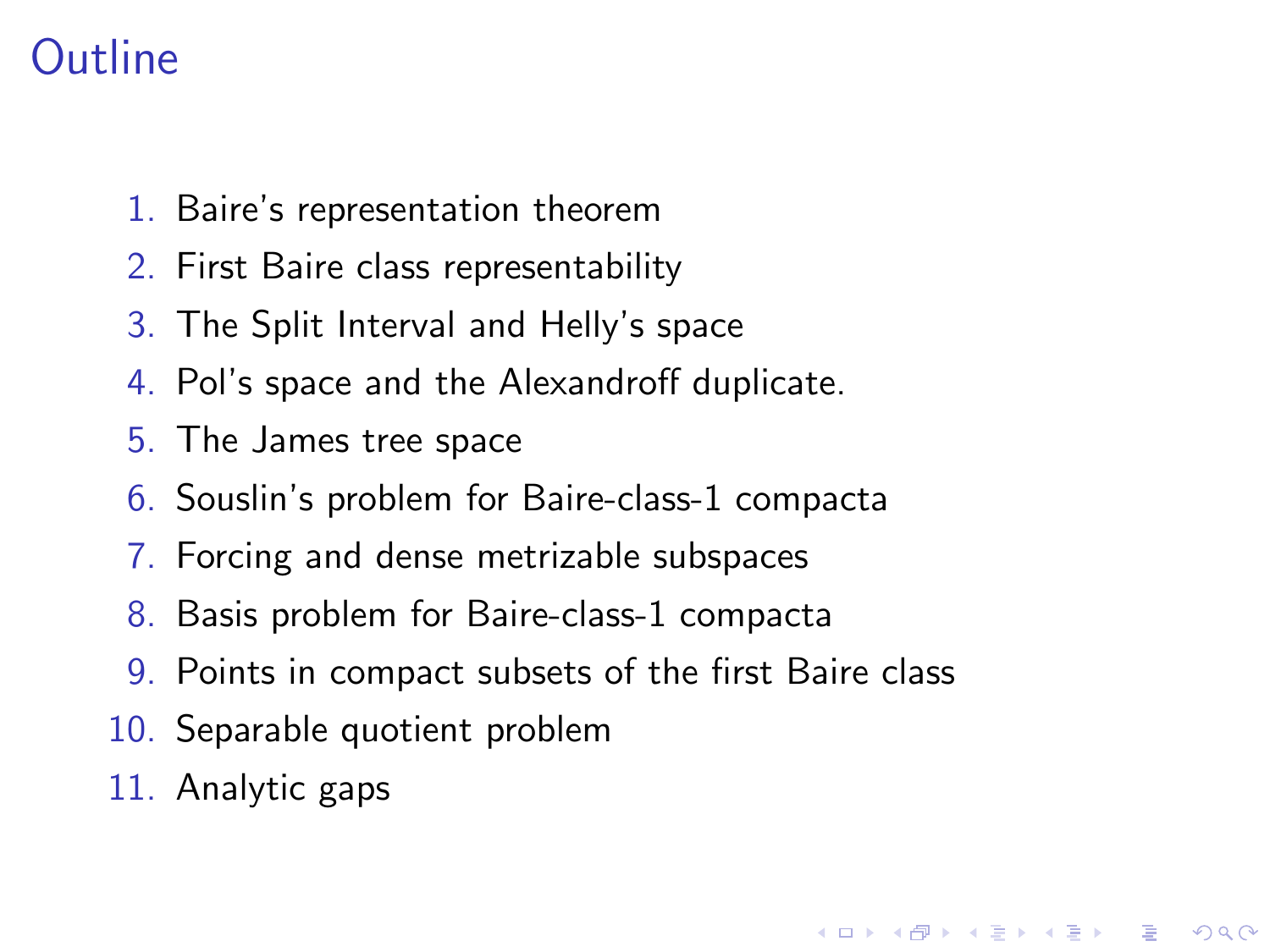# Outline

1. Baire's representation theorem
2. First Baire class representability
3. The Split Interval and Helly's space
4. Pol's space and the Alexandroff duplicate.
5. The James tree space
6. Souslin's problem for Baire-class-1 compacta
7. Forcing and dense metrizable subspaces
8. Basis problem for Baire-class-1 compacta
9. Points in compact subsets of the first Baire class
10. Separable quotient problem
11. Analytic gaps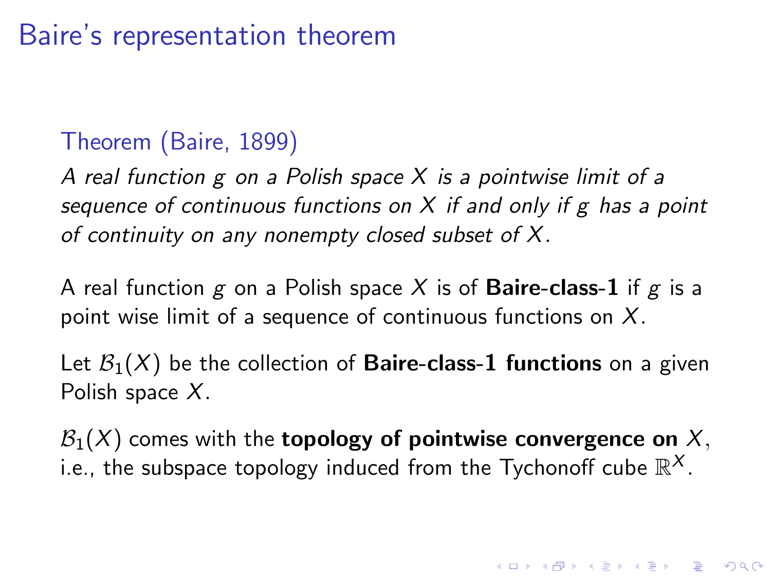# Baire's representation theorem

**Theorem (Baire, 1899)**

*A real function $g$ on a Polish space $X$ is a pointwise limit of a sequence of continuous functions on $X$ if and only if $g$ has a point of continuity on any nonempty closed subset of $X$.*

A real function $g$ on a Polish space $X$ is of **Baire-class-1** if $g$ is a point wise limit of a sequence of continuous functions on $X$.

Let $\mathcal{B}_1(X)$ be the collection of **Baire-class-1 functions** on a given Polish space $X$.

$\mathcal{B}_1(X)$ comes with the **topology of pointwise convergence on** $X$, i.e., the subspace topology induced from the Tychonoff cube $\mathbb{R}^X$.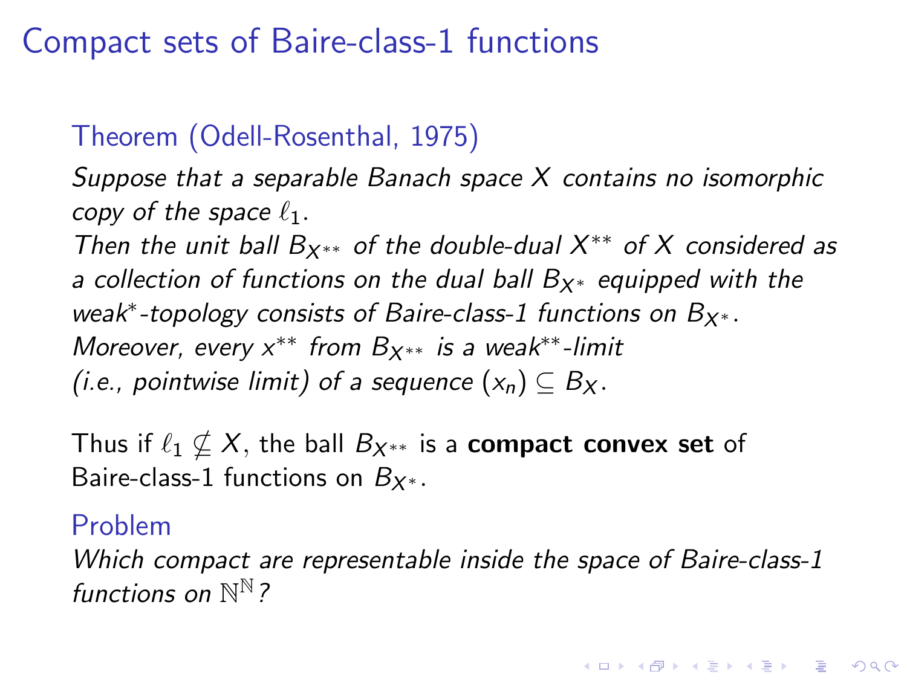# Compact sets of Baire-class-1 functions

**Theorem (Odell-Rosenthal, 1975)**

*Suppose that a separable Banach space $X$ contains no isomorphic copy of the space $\ell_1$.*
*Then the unit ball $B_{X^{**}}$ of the double-dual $X^{**}$ of $X$ considered as a collection of functions on the dual ball $B_{X^*}$ equipped with the weak$^*$-topology consists of Baire-class-1 functions on $B_{X^*}$.*
*Moreover, every $x^{**}$ from $B_{X^{**}}$ is a weak$^{**}$-limit (i.e., pointwise limit) of a sequence $(x_n) \subseteq B_X$.*

Thus if $\ell_1 \not\subseteq X$, the ball $B_{X^{**}}$ is a **compact convex set** of Baire-class-1 functions on $B_{X^*}$.

**Problem**

*Which compact are representable inside the space of Baire-class-1 functions on $\mathbb{N}^{\mathbb{N}}$?*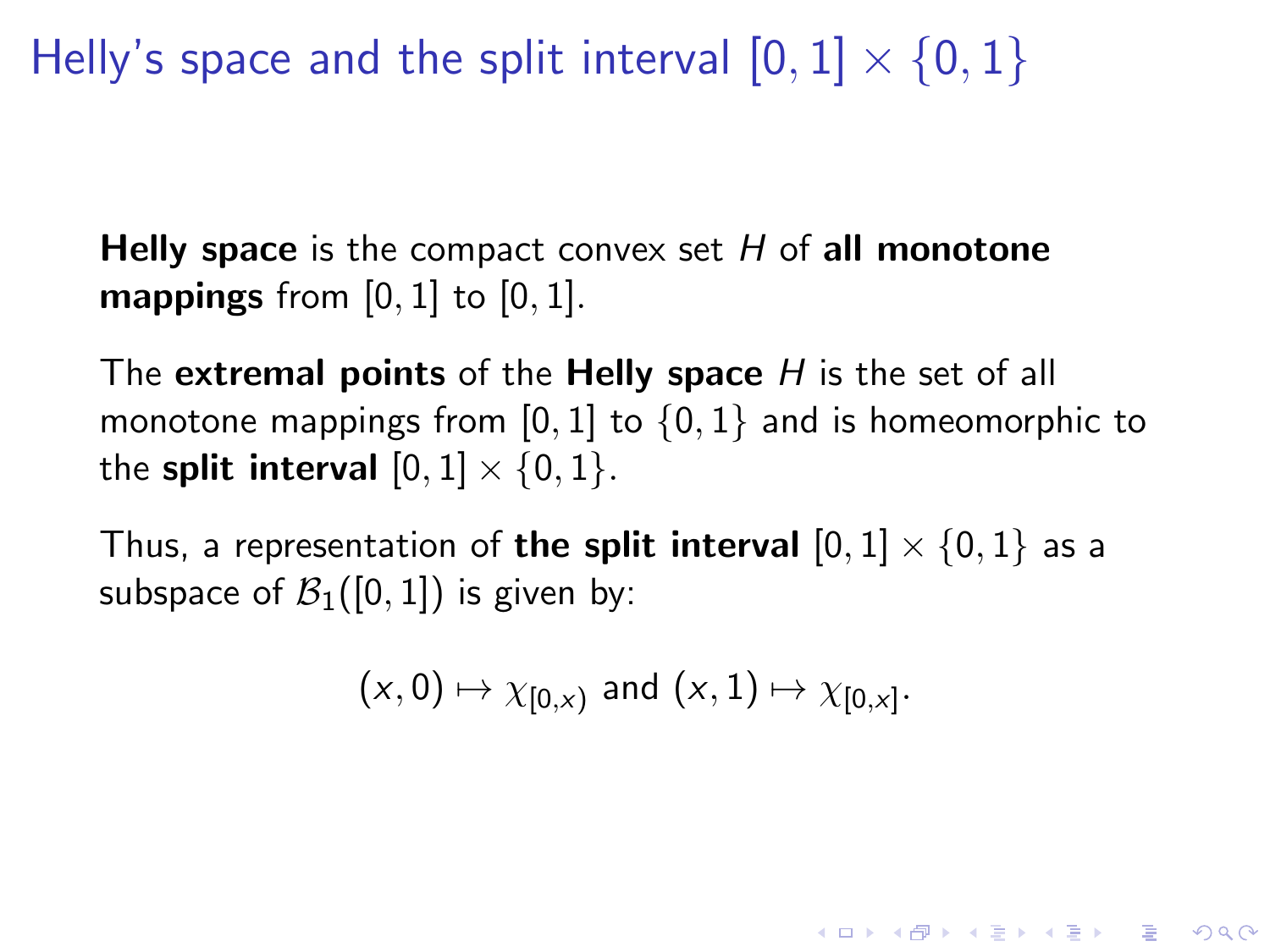# Helly's space and the split interval $[0,1] \times \{0,1\}$

**Helly space** is the compact convex set $H$ of **all monotone mappings** from $[0,1]$ to $[0,1]$.

The **extremal points** of the **Helly space** $H$ is the set of all monotone mappings from $[0,1]$ to $\{0,1\}$ and is homeomorphic to the **split interval** $[0,1] \times \{0,1\}$.

Thus, a representation of **the split interval** $[0,1] \times \{0,1\}$ as a subspace of $\mathcal{B}_1([0,1])$ is given by:

$$(x,0) \mapsto \chi_{[0,x)} \text{ and } (x,1) \mapsto \chi_{[0,x]}.$$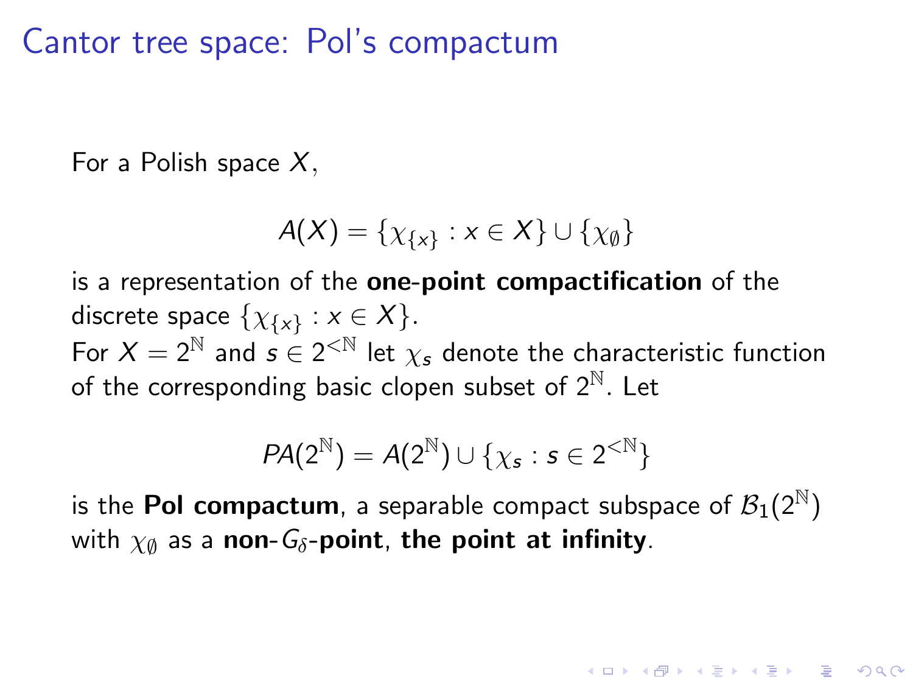# Cantor tree space: Pol's compactum

For a Polish space $X$,

$$A(X) = \{\chi_{\{x\}} : x \in X\} \cup \{\chi_\emptyset\}$$

is a representation of the **one-point compactification** of the discrete space $\{\chi_{\{x\}} : x \in X\}$.
For $X = 2^{\mathbb{N}}$ and $s \in 2^{<\mathbb{N}}$ let $\chi_s$ denote the characteristic function of the corresponding basic clopen subset of $2^{\mathbb{N}}$. Let

$$PA(2^{\mathbb{N}}) = A(2^{\mathbb{N}}) \cup \{\chi_s : s \in 2^{<\mathbb{N}}\}$$

is the **Pol compactum**, a separable compact subspace of $\mathcal{B}_1(2^{\mathbb{N}})$ with $\chi_\emptyset$ as a **non-$G_\delta$-point**, **the point at infinity**.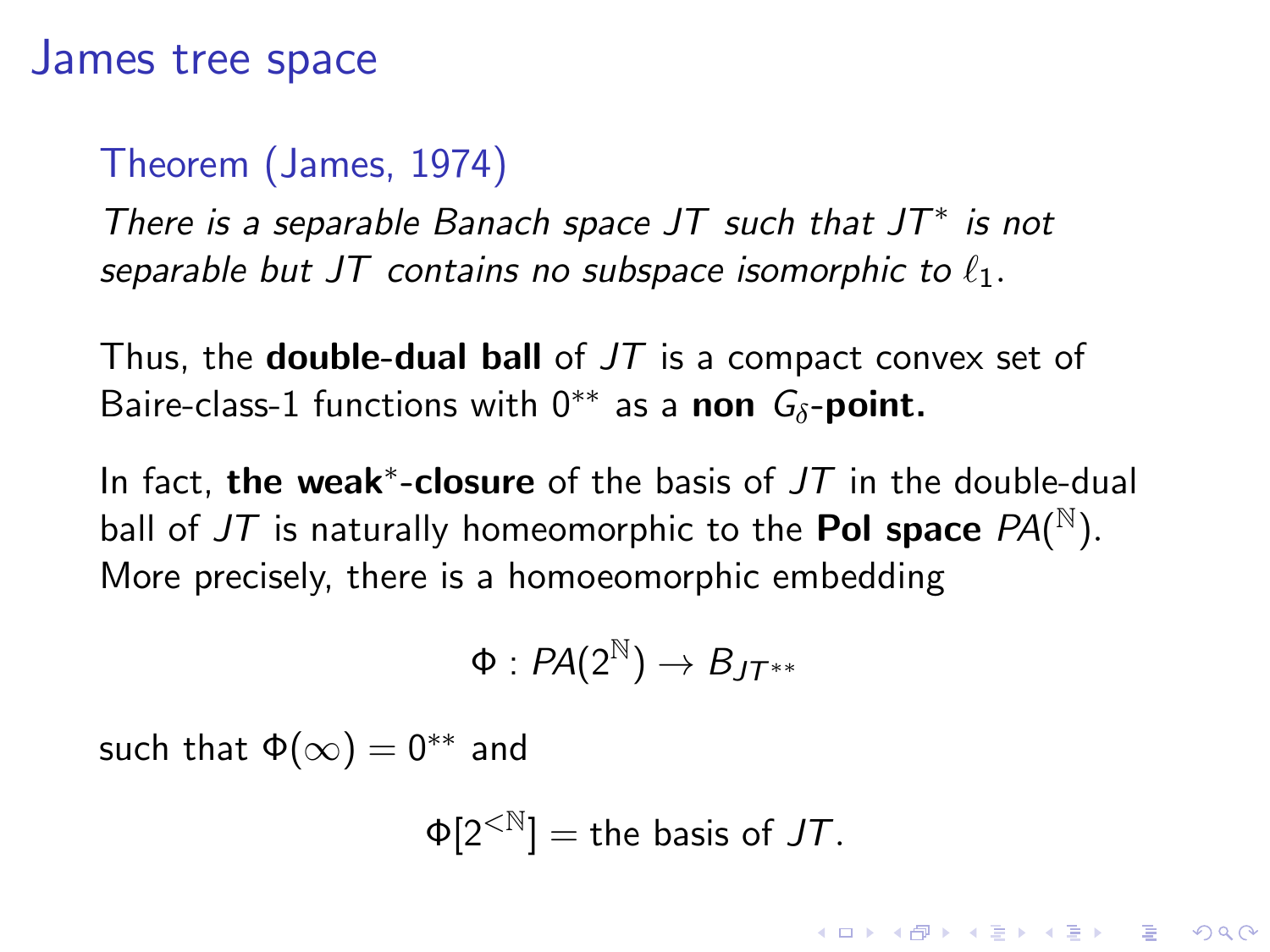# James tree space

**Theorem (James, 1974)**

*There is a separable Banach space $JT$ such that $JT^*$ is not separable but $JT$ contains no subspace isomorphic to $\ell_1$.*

Thus, the **double-dual ball** of $JT$ is a compact convex set of Baire-class-1 functions with $0^{**}$ as a **non $G_\delta$-point.**

In fact, **the weak$^*$-closure** of the basis of $JT$ in the double-dual ball of $JT$ is naturally homeomorphic to the **Pol space** $PA(^{\mathbb{N}})$. More precisely, there is a homoeomorphic embedding

$$\Phi : PA(2^{\mathbb{N}}) \to B_{JT^{**}}$$

such that $\Phi(\infty) = 0^{**}$ and

$$\Phi[2^{<\mathbb{N}}] = \text{the basis of } JT.$$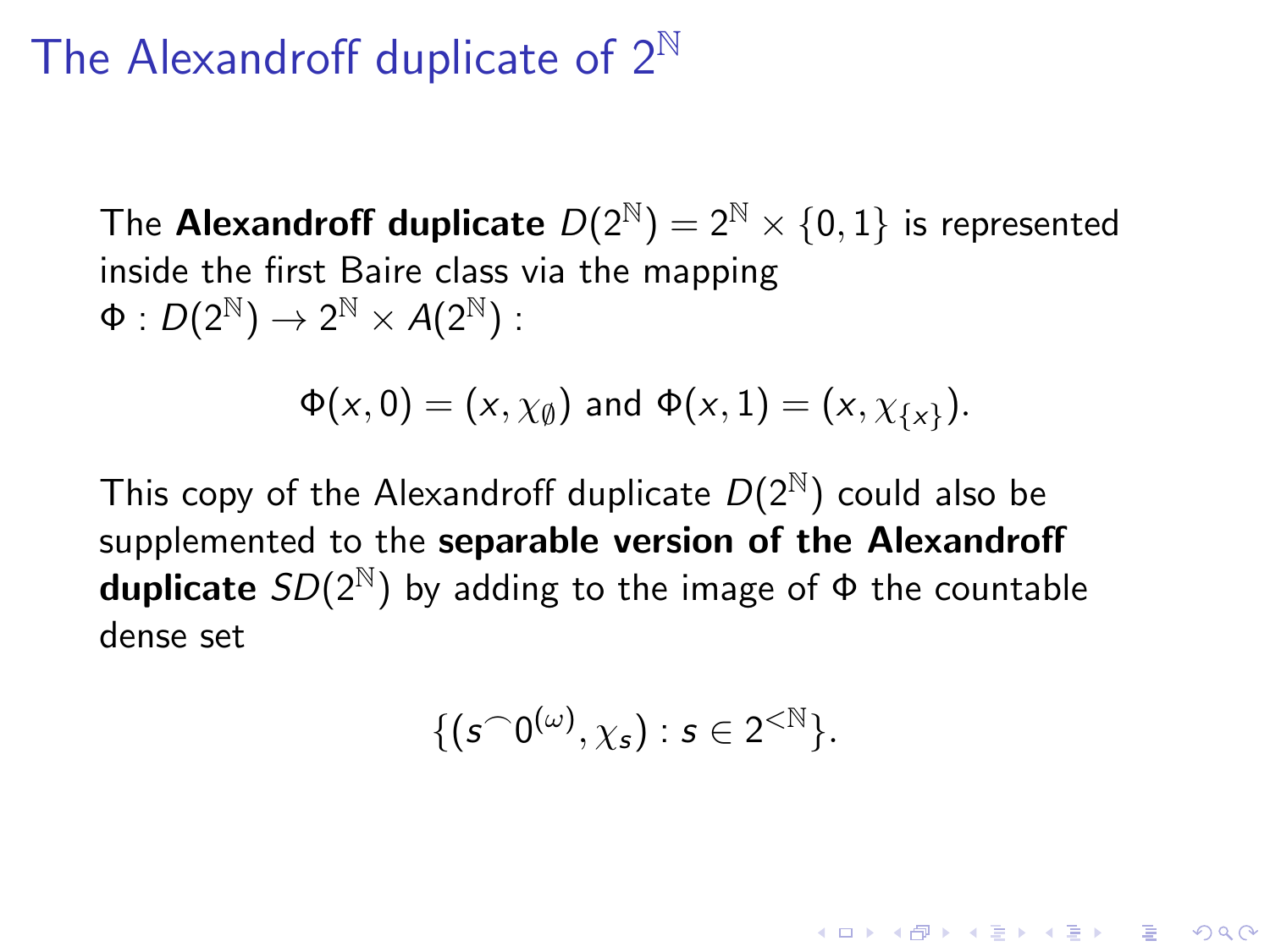# The Alexandroff duplicate of $2^{\mathbb{N}}$

The **Alexandroff duplicate** $D(2^{\mathbb{N}}) = 2^{\mathbb{N}} \times \{0,1\}$ is represented inside the first Baire class via the mapping $\Phi : D(2^{\mathbb{N}}) \to 2^{\mathbb{N}} \times A(2^{\mathbb{N}})$ :

$$\Phi(x,0) = (x, \chi_{\emptyset}) \text{ and } \Phi(x,1) = (x, \chi_{\{x\}}).$$

This copy of the Alexandroff duplicate $D(2^{\mathbb{N}})$ could also be supplemented to the **separable version of the Alexandroff duplicate** $SD(2^{\mathbb{N}})$ by adding to the image of $\Phi$ the countable dense set

$$\{(s^\frown 0^{(\omega)}, \chi_s) : s \in 2^{<\mathbb{N}}\}.$$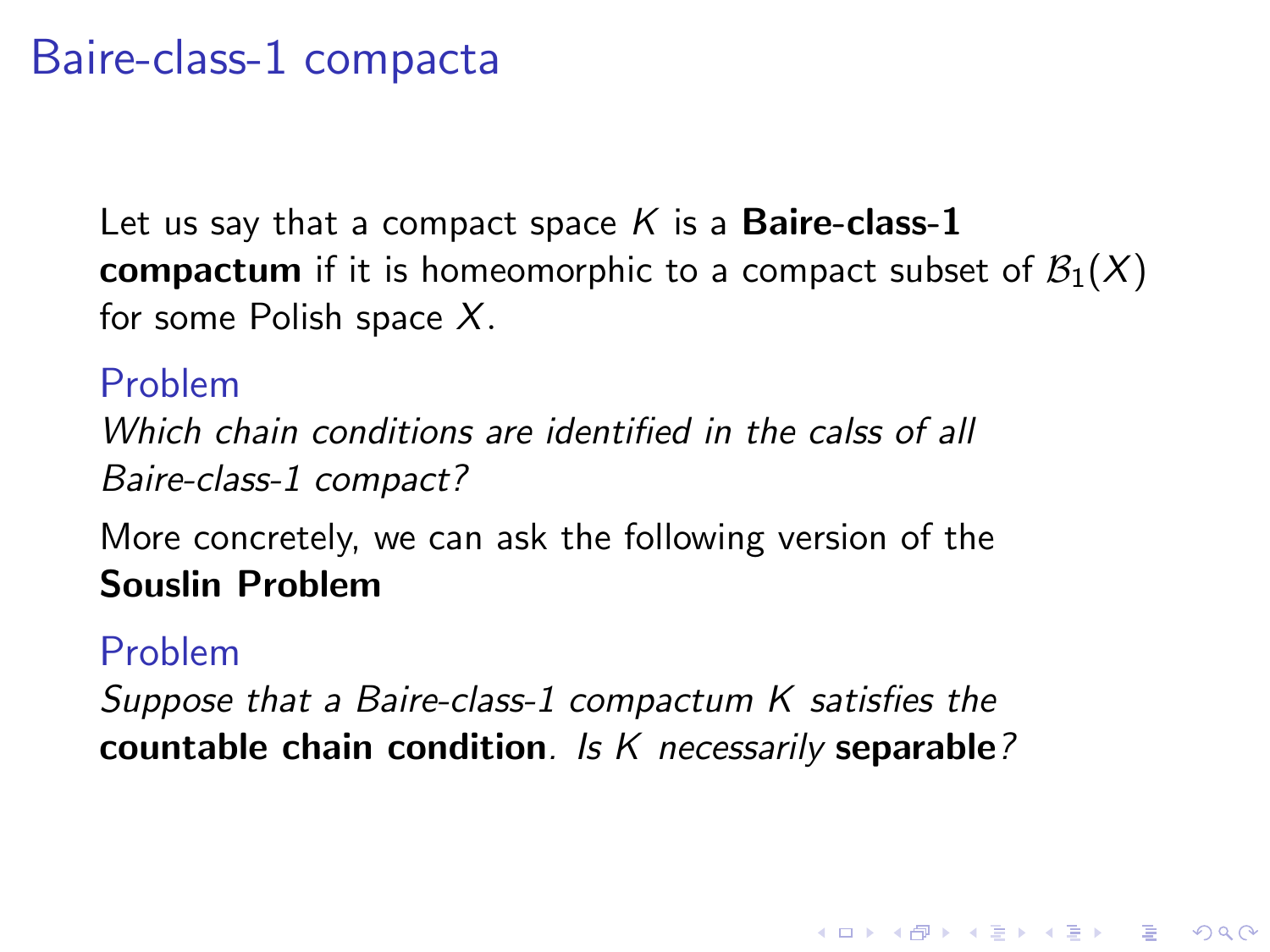# Baire-class-1 compacta

Let us say that a compact space $K$ is a **Baire-class-1 compactum** if it is homeomorphic to a compact subset of $\mathcal{B}_1(X)$ for some Polish space $X$.

Problem

*Which chain conditions are identified in the calss of all Baire-class-1 compact?*

More concretely, we can ask the following version of the **Souslin Problem**

Problem

*Suppose that a Baire-class-1 compactum $K$ satisfies the* **countable chain condition**. *Is $K$ necessarily* **separable***?*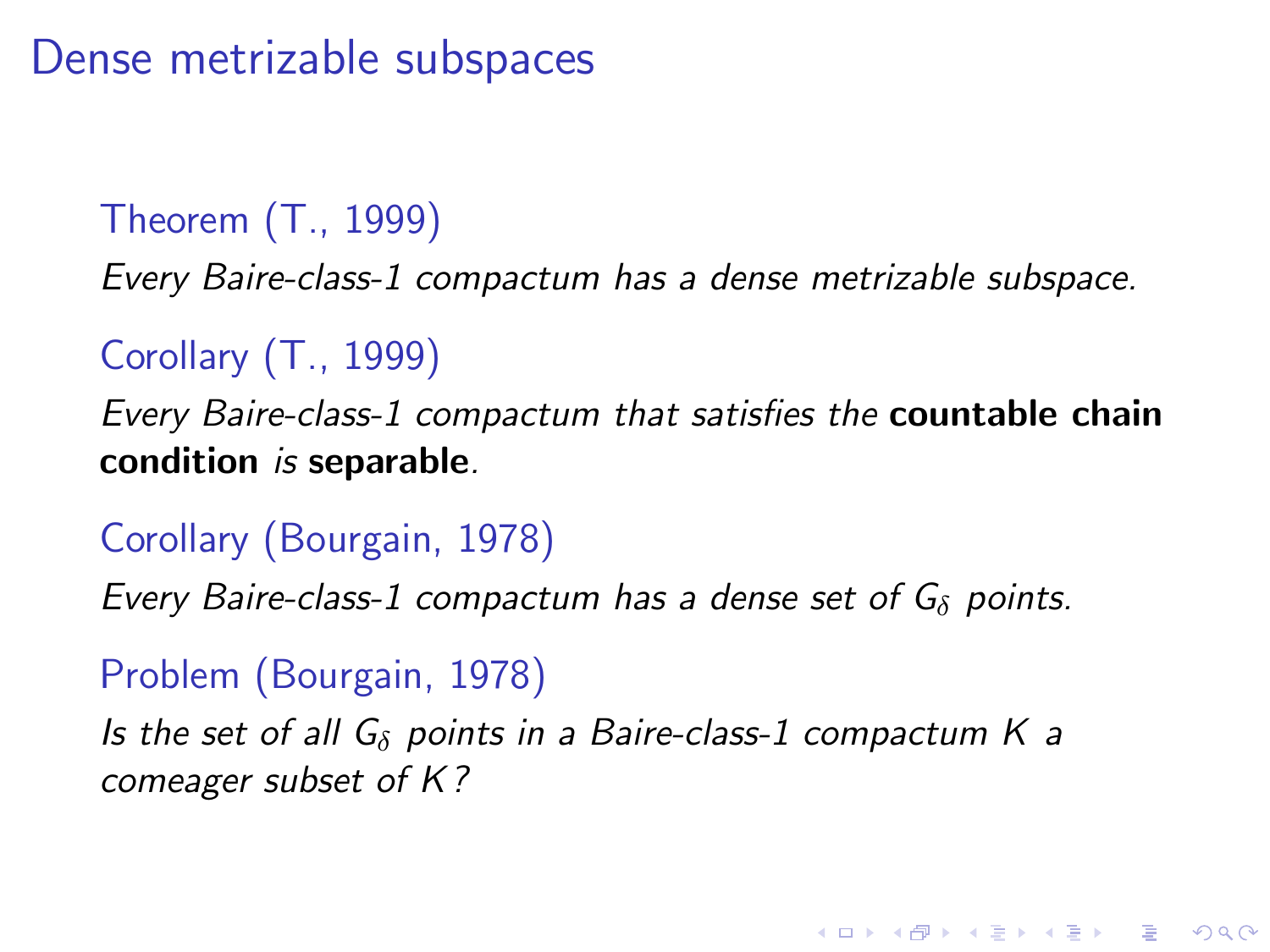# Dense metrizable subspaces

Theorem (T., 1999)

*Every Baire-class-1 compactum has a dense metrizable subspace.*

Corollary (T., 1999)

*Every Baire-class-1 compactum that satisfies the* **countable chain condition** is **separable**.

Corollary (Bourgain, 1978)

*Every Baire-class-1 compactum has a dense set of $G_\delta$ points.*

Problem (Bourgain, 1978)

*Is the set of all $G_\delta$ points in a Baire-class-1 compactum $K$ a comeager subset of $K$?*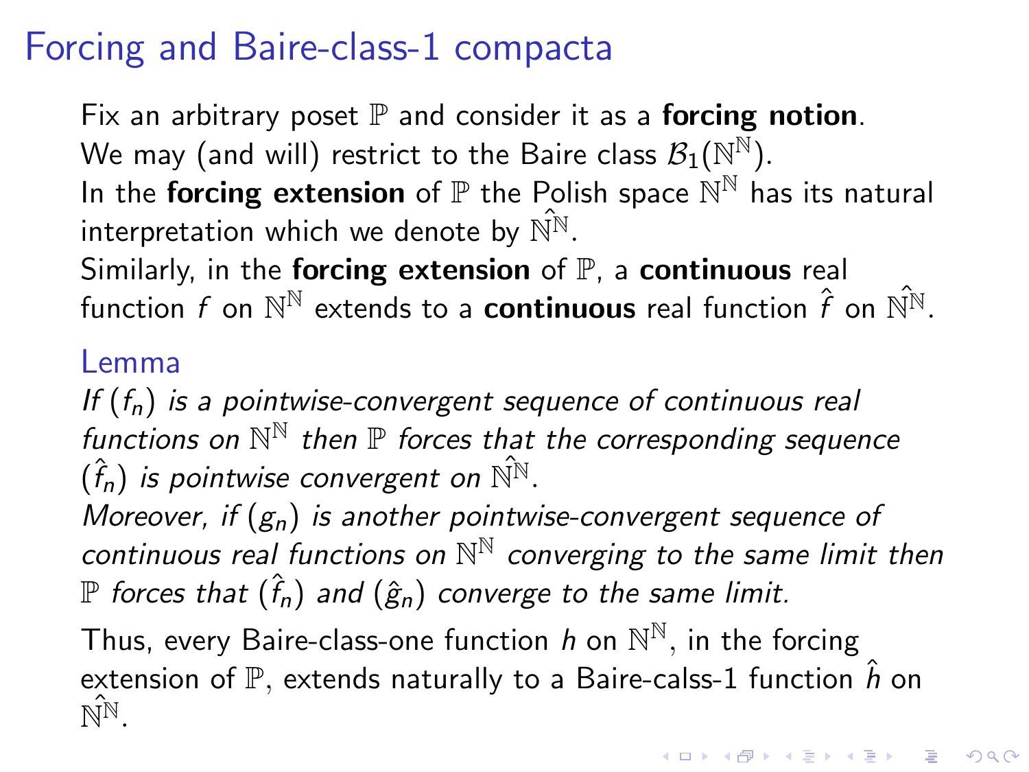# Forcing and Baire-class-1 compacta

Fix an arbitrary poset $\mathbb{P}$ and consider it as a **forcing notion**.
We may (and will) restrict to the Baire class $\mathcal{B}_1(\mathbb{N}^\mathbb{N})$.
In the **forcing extension** of $\mathbb{P}$ the Polish space $\mathbb{N}^\mathbb{N}$ has its natural interpretation which we denote by $\hat{\mathbb{N}^\mathbb{N}}$.
Similarly, in the **forcing extension** of $\mathbb{P}$, a **continuous** real function $f$ on $\mathbb{N}^\mathbb{N}$ extends to a **continuous** real function $\hat{f}$ on $\hat{\mathbb{N}^\mathbb{N}}$.

### Lemma

*If $(f_n)$ is a pointwise-convergent sequence of continuous real functions on $\mathbb{N}^\mathbb{N}$ then $\mathbb{P}$ forces that the corresponding sequence $(\hat{f}_n)$ is pointwise convergent on $\hat{\mathbb{N}^\mathbb{N}}$.*
*Moreover, if $(g_n)$ is another pointwise-convergent sequence of continuous real functions on $\mathbb{N}^\mathbb{N}$ converging to the same limit then $\mathbb{P}$ forces that $(\hat{f}_n)$ and $(\hat{g}_n)$ converge to the same limit.*

Thus, every Baire-class-one function $h$ on $\mathbb{N}^\mathbb{N}$, in the forcing extension of $\mathbb{P}$, extends naturally to a Baire-calss-1 function $\hat{h}$ on $\hat{\mathbb{N}^\mathbb{N}}$.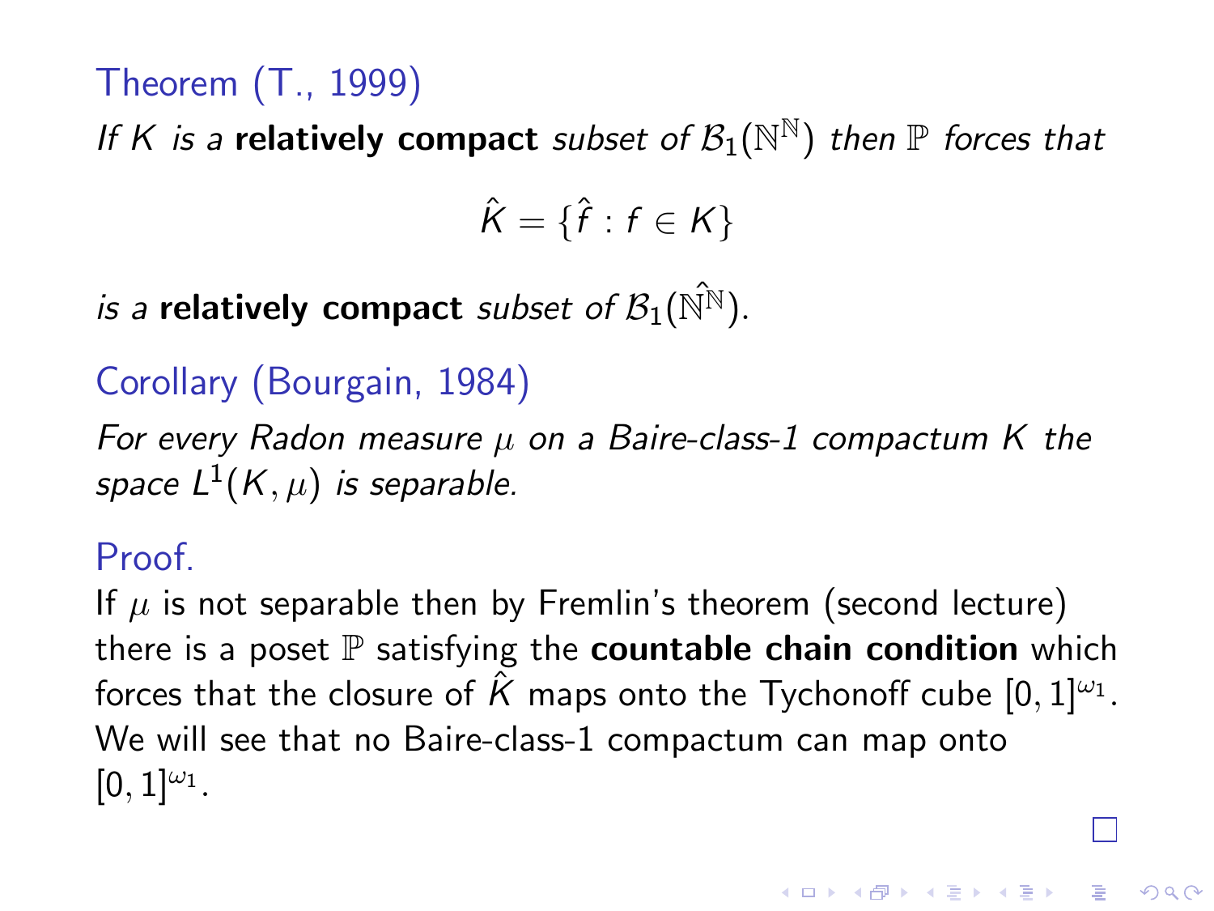**Theorem (T., 1999)**

*If $K$ is a* **relatively compact** *subset of $\mathcal{B}_1(\mathbb{N}^{\mathbb{N}})$ then $\mathbb{P}$ forces that*

$$\hat{K} = \{\hat{f} : f \in K\}$$

*is a* **relatively compact** *subset of $\mathcal{B}_1(\hat{\mathbb{N}^{\mathbb{N}}})$.*

**Corollary (Bourgain, 1984)**

*For every Radon measure $\mu$ on a Baire-class-1 compactum $K$ the space $L^1(K, \mu)$ is separable.*

**Proof.**

If $\mu$ is not separable then by Fremlin's theorem (second lecture) there is a poset $\mathbb{P}$ satisfying the **countable chain condition** which forces that the closure of $\hat{K}$ maps onto the Tychonoff cube $[0, 1]^{\omega_1}$. We will see that no Baire-class-1 compactum can map onto $[0, 1]^{\omega_1}$.

□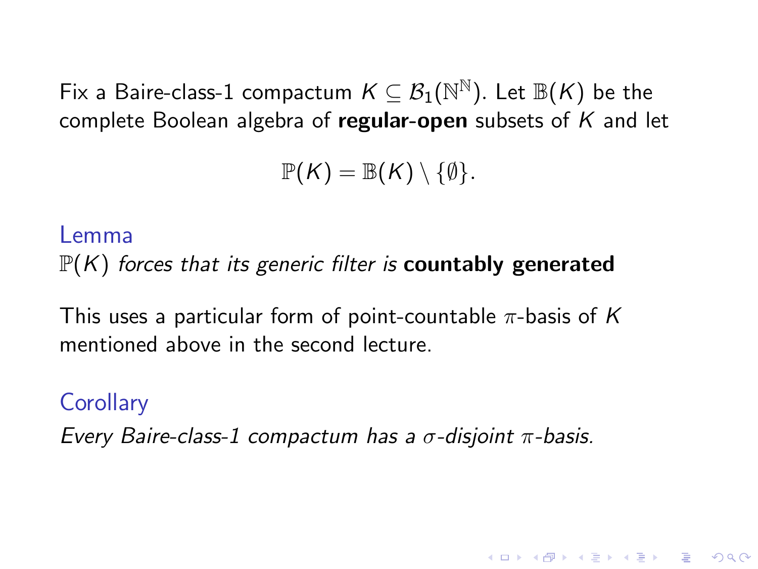Fix a Baire-class-1 compactum $K \subseteq \mathcal{B}_1(\mathbb{N}^{\mathbb{N}})$. Let $\mathbb{B}(K)$ be the complete Boolean algebra of **regular-open** subsets of $K$ and let

$$\mathbb{P}(K) = \mathbb{B}(K) \setminus \{\emptyset\}.$$

### Lemma

$\mathbb{P}(K)$ *forces that its generic filter is* **countably generated**

This uses a particular form of point-countable $\pi$-basis of $K$ mentioned above in the second lecture.

### Corollary

*Every Baire-class-1 compactum has a $\sigma$-disjoint $\pi$-basis.*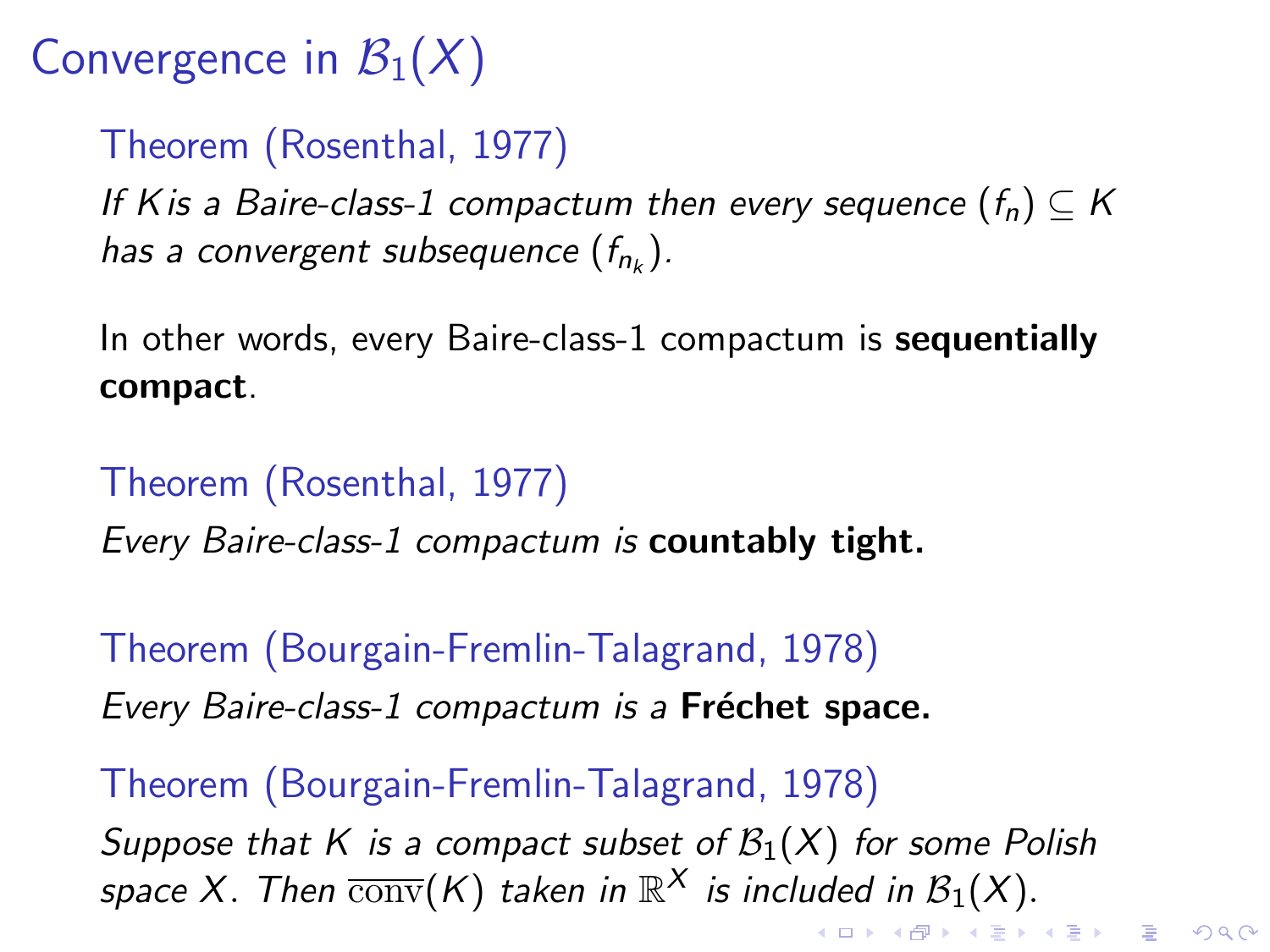# Convergence in $\mathcal{B}_1(X)$

**Theorem (Rosenthal, 1977)**

*If $K$ is a Baire-class-1 compactum then every sequence $(f_n) \subseteq K$ has a convergent subsequence $(f_{n_k})$.*

In other words, every Baire-class-1 compactum is **sequentially compact**.

**Theorem (Rosenthal, 1977)**

*Every Baire-class-1 compactum is* **countably tight.**

**Theorem (Bourgain-Fremlin-Talagrand, 1978)**

*Every Baire-class-1 compactum is a* **Fréchet space.**

**Theorem (Bourgain-Fremlin-Talagrand, 1978)**

*Suppose that $K$ is a compact subset of $\mathcal{B}_1(X)$ for some Polish space $X$. Then $\overline{\mathrm{conv}}(K)$ taken in $\mathbb{R}^X$ is included in $\mathcal{B}_1(X)$.*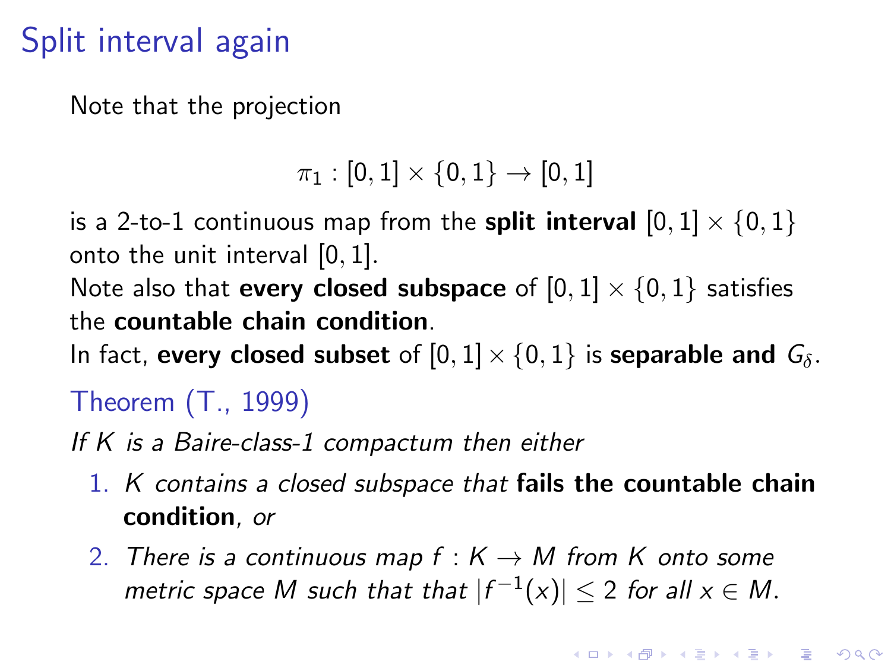# Split interval again

Note that the projection

$$\pi_1 : [0,1] \times \{0,1\} \to [0,1]$$

is a 2-to-1 continuous map from the **split interval** $[0,1] \times \{0,1\}$ onto the unit interval $[0,1]$.

Note also that **every closed subspace** of $[0,1] \times \{0,1\}$ satisfies the **countable chain condition**.

In fact, **every closed subset** of $[0,1] \times \{0,1\}$ is **separable and $G_\delta$**.

### Theorem (T., 1999)

*If $K$ is a Baire-class-1 compactum then either*

1. *$K$ contains a closed subspace that* **fails the countable chain condition**, *or*
2. *There is a continuous map $f : K \to M$ from $K$ onto some metric space $M$ such that that $|f^{-1}(x)| \leq 2$ for all $x \in M$.*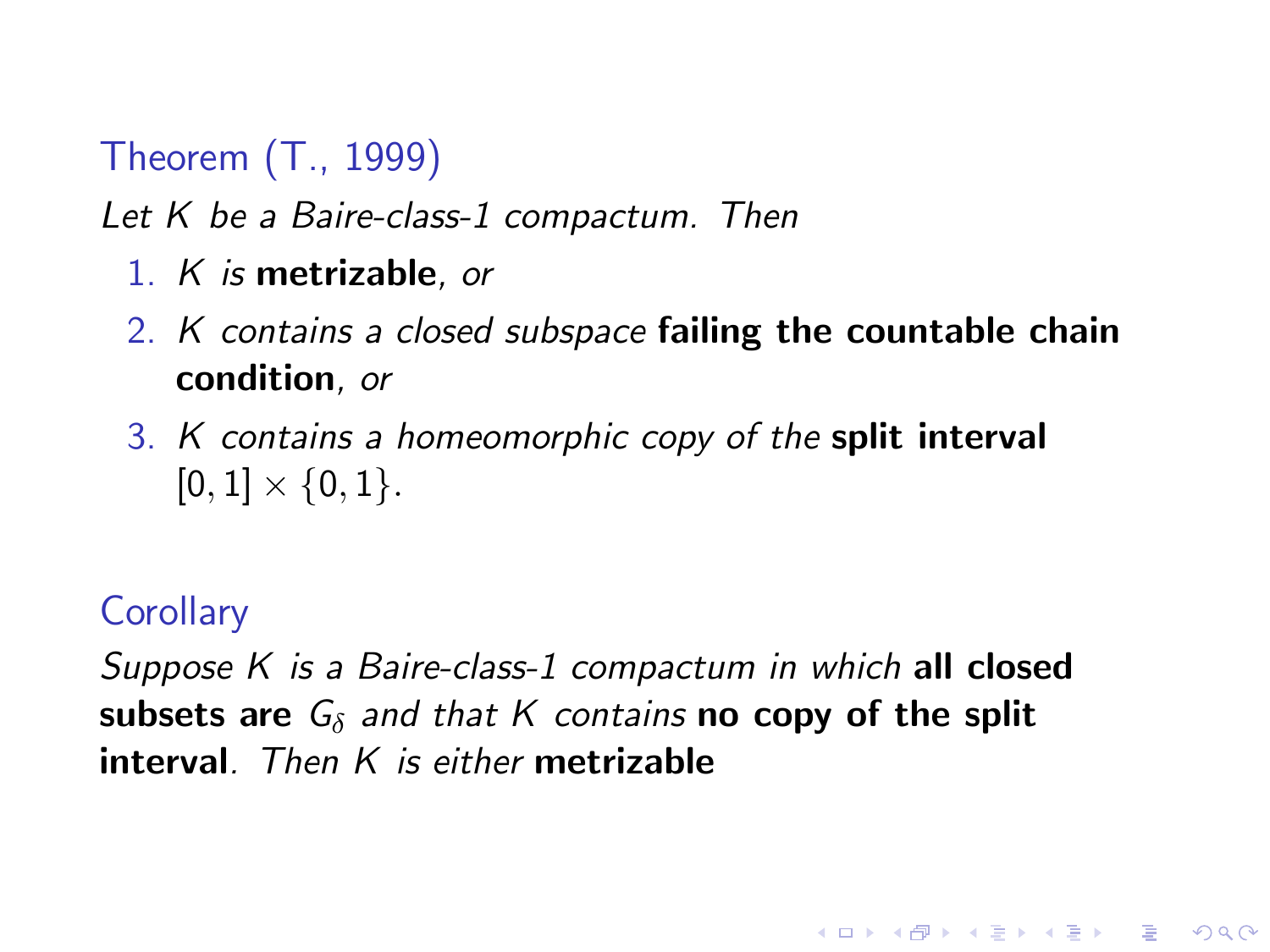**Theorem (T., 1999)**

*Let $K$ be a Baire-class-1 compactum. Then*

1. *$K$ is* **metrizable**, *or*
2. *$K$ contains a closed subspace* **failing the countable chain condition**, *or*
3. *$K$ contains a homeomorphic copy of the* **split interval** $[0,1] \times \{0,1\}$.

**Corollary**

*Suppose $K$ is a Baire-class-1 compactum in which* **all closed subsets are** $G_\delta$ *and that $K$ contains* **no copy of the split interval**. *Then $K$ is either* **metrizable**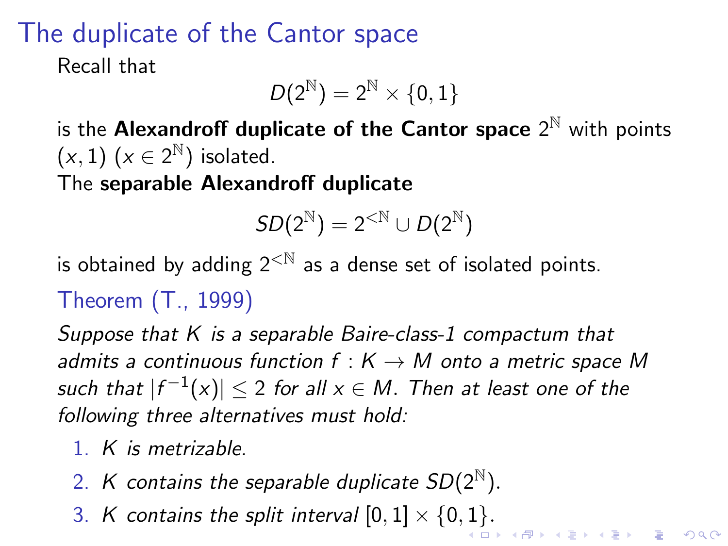# The duplicate of the Cantor space

Recall that

$$D(2^{\mathbb{N}}) = 2^{\mathbb{N}} \times \{0,1\}$$

is the **Alexandroff duplicate of the Cantor space** $2^{\mathbb{N}}$ with points $(x,1)$ $(x \in 2^{\mathbb{N}})$ isolated.

The **separable Alexandroff duplicate**

$$SD(2^{\mathbb{N}}) = 2^{<\mathbb{N}} \cup D(2^{\mathbb{N}})$$

is obtained by adding $2^{<\mathbb{N}}$ as a dense set of isolated points.

**Theorem (T., 1999)**

*Suppose that $K$ is a separable Baire-class-1 compactum that admits a continuous function $f : K \to M$ onto a metric space $M$ such that $|f^{-1}(x)| \leq 2$ for all $x \in M$. Then at least one of the following three alternatives must hold:*

1. *$K$ is metrizable.*
2. *$K$ contains the separable duplicate $SD(2^{\mathbb{N}})$.*
3. *$K$ contains the split interval $[0,1] \times \{0,1\}$.*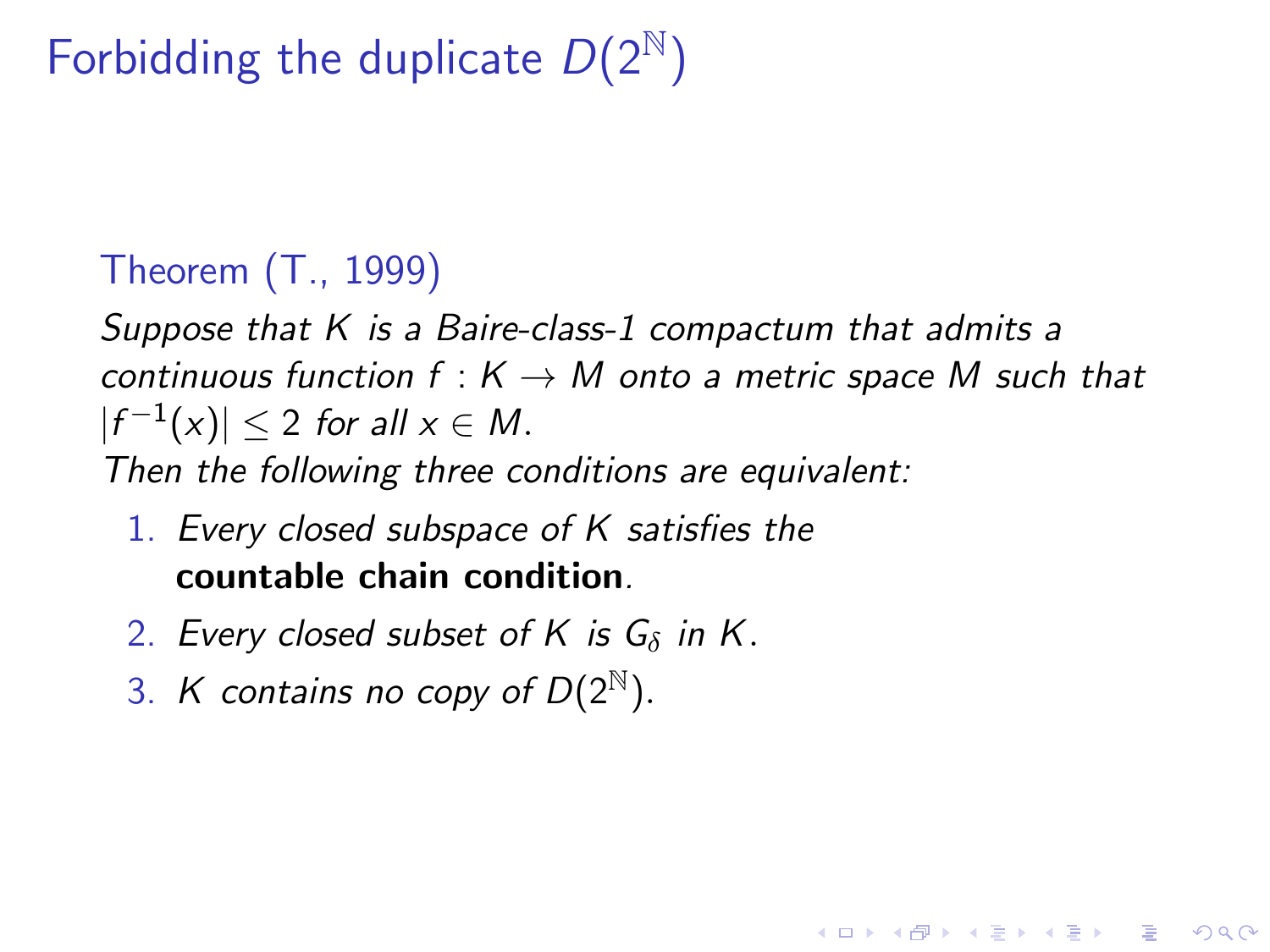# Forbidding the duplicate $D(2^{\mathbb{N}})$

**Theorem (T., 1999)**

*Suppose that $K$ is a Baire-class-1 compactum that admits a continuous function $f : K \to M$ onto a metric space $M$ such that $|f^{-1}(x)| \leq 2$ for all $x \in M$.*
*Then the following three conditions are equivalent:*

1. *Every closed subspace of $K$ satisfies the* **countable chain condition**.
2. *Every closed subset of $K$ is $G_\delta$ in $K$.*
3. *$K$ contains no copy of $D(2^{\mathbb{N}})$.*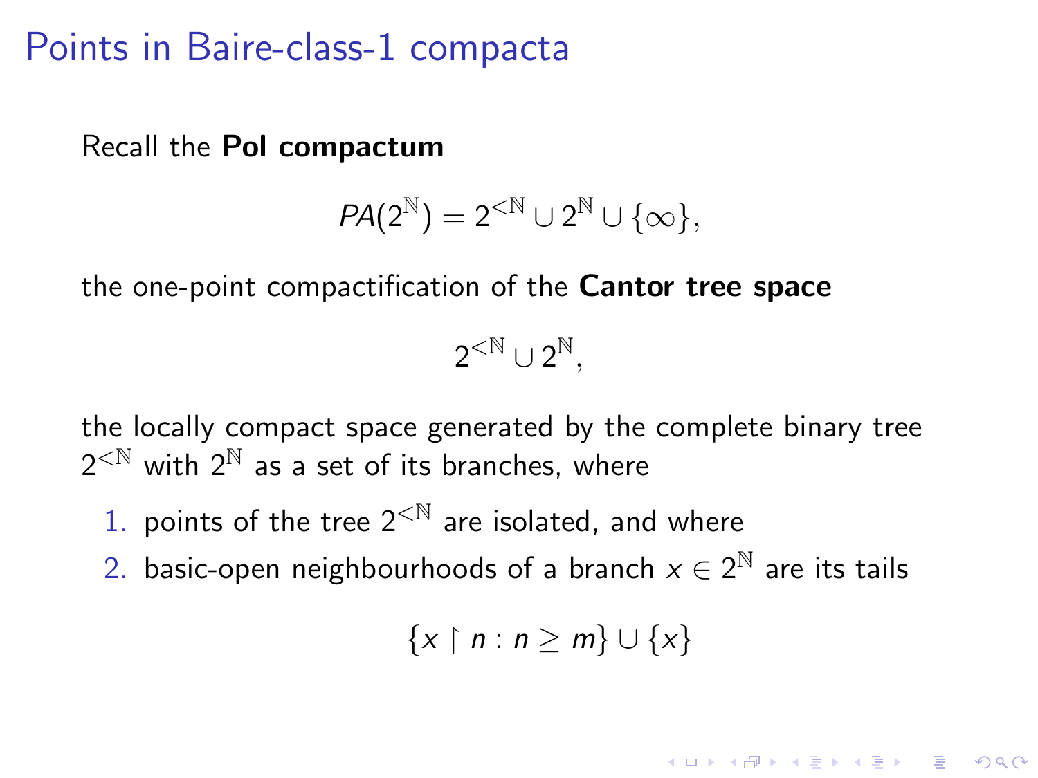# Points in Baire-class-1 compacta

Recall the **Pol compactum**

$$PA(2^{\mathbb{N}}) = 2^{<\mathbb{N}} \cup 2^{\mathbb{N}} \cup \{\infty\},$$

the one-point compactification of the **Cantor tree space**

$$2^{<\mathbb{N}} \cup 2^{\mathbb{N}},$$

the locally compact space generated by the complete binary tree $2^{<\mathbb{N}}$ with $2^{\mathbb{N}}$ as a set of its branches, where

1. points of the tree $2^{<\mathbb{N}}$ are isolated, and where
2. basic-open neighbourhoods of a branch $x \in 2^{\mathbb{N}}$ are its tails

$$\{x \restriction n : n \geq m\} \cup \{x\}$$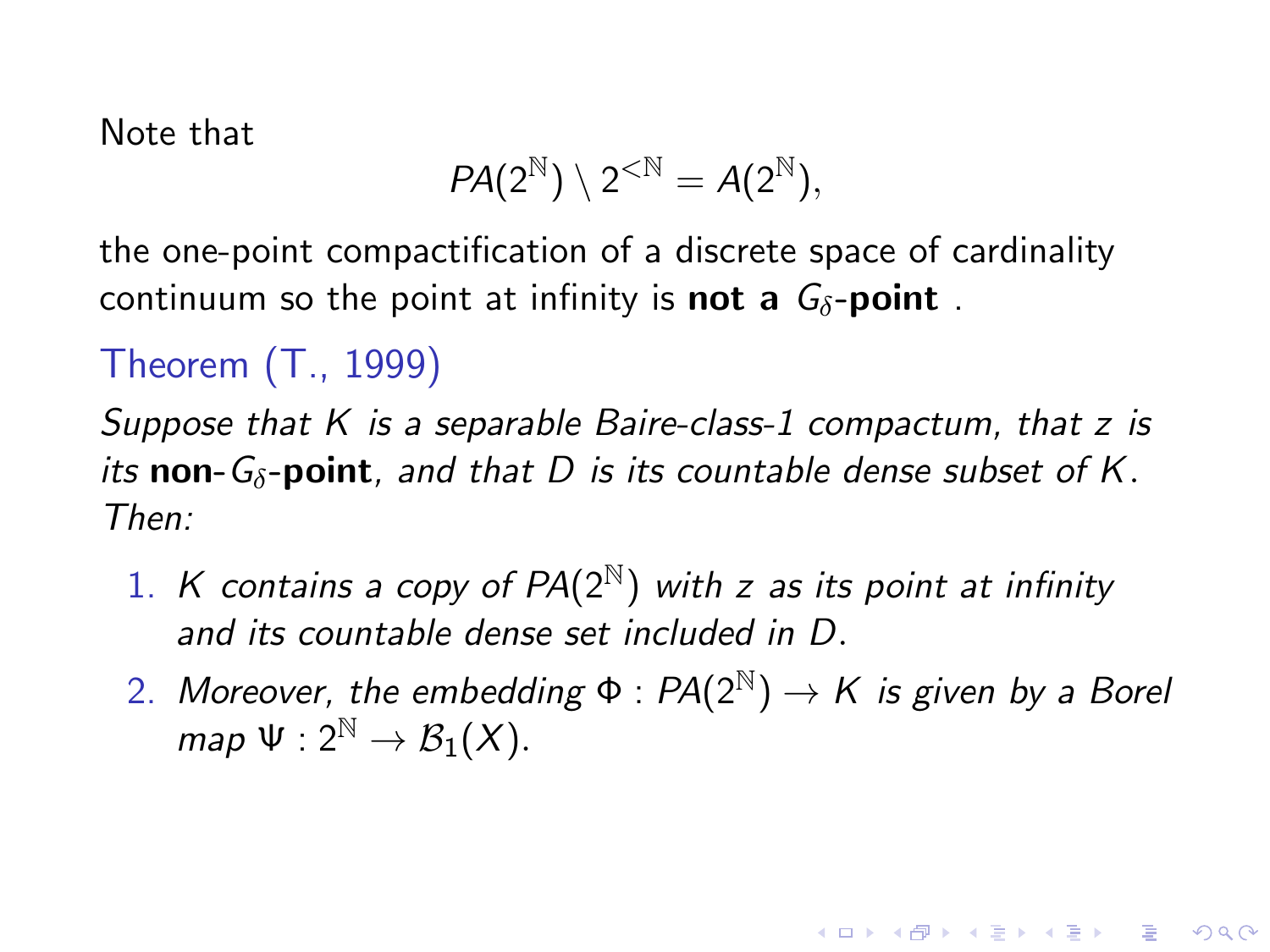Note that

$$PA(2^{\mathbb{N}}) \setminus 2^{<\mathbb{N}} = A(2^{\mathbb{N}}),$$

the one-point compactification of a discrete space of cardinality continuum so the point at infinity is **not a $G_\delta$-point** .

### Theorem (T., 1999)

*Suppose that $K$ is a separable Baire-class-1 compactum, that $z$ is its* **non-$G_\delta$-point***, and that $D$ is its countable dense subset of $K$. Then:*

1. *$K$ contains a copy of $PA(2^{\mathbb{N}})$ with $z$ as its point at infinity and its countable dense set included in $D$.*
2. *Moreover, the embedding $\Phi : PA(2^{\mathbb{N}}) \to K$ is given by a Borel map $\Psi : 2^{\mathbb{N}} \to \mathcal{B}_1(X)$.*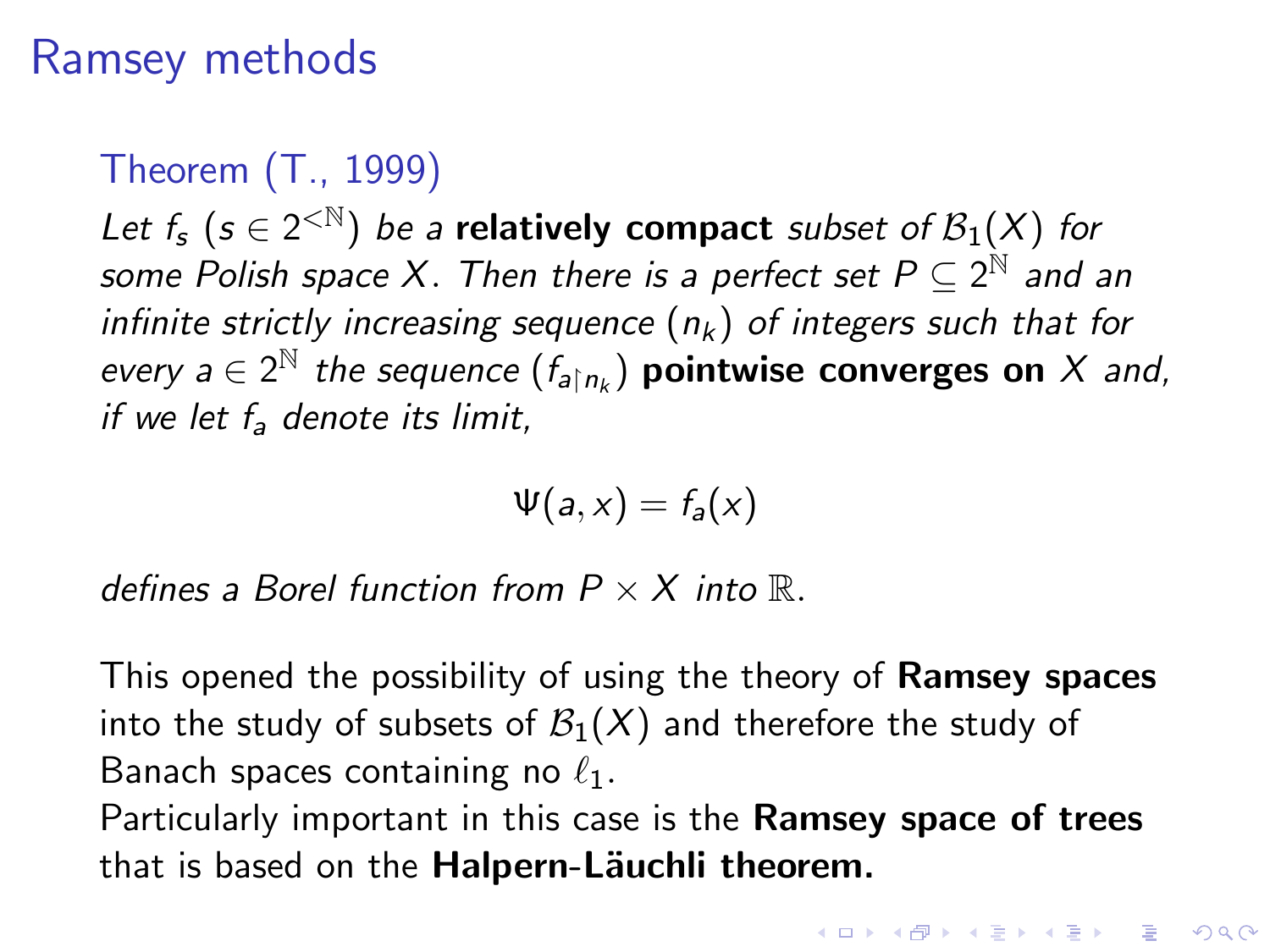# Ramsey methods

### Theorem (T., 1999)

*Let $f_s$ ($s \in 2^{<\mathbb{N}}$) be a* **relatively compact** *subset of $\mathcal{B}_1(X)$ for some Polish space $X$. Then there is a perfect set $P \subseteq 2^{\mathbb{N}}$ and an infinite strictly increasing sequence $(n_k)$ of integers such that for every $a \in 2^{\mathbb{N}}$ the sequence $(f_{a \restriction n_k})$* **pointwise converges on** *$X$ and, if we let $f_a$ denote its limit,*

$$\Psi(a, x) = f_a(x)$$

*defines a Borel function from $P \times X$ into $\mathbb{R}$.*

This opened the possibility of using the theory of **Ramsey spaces** into the study of subsets of $\mathcal{B}_1(X)$ and therefore the study of Banach spaces containing no $\ell_1$.
Particularly important in this case is the **Ramsey space of trees** that is based on the **Halpern-Läuchli theorem.**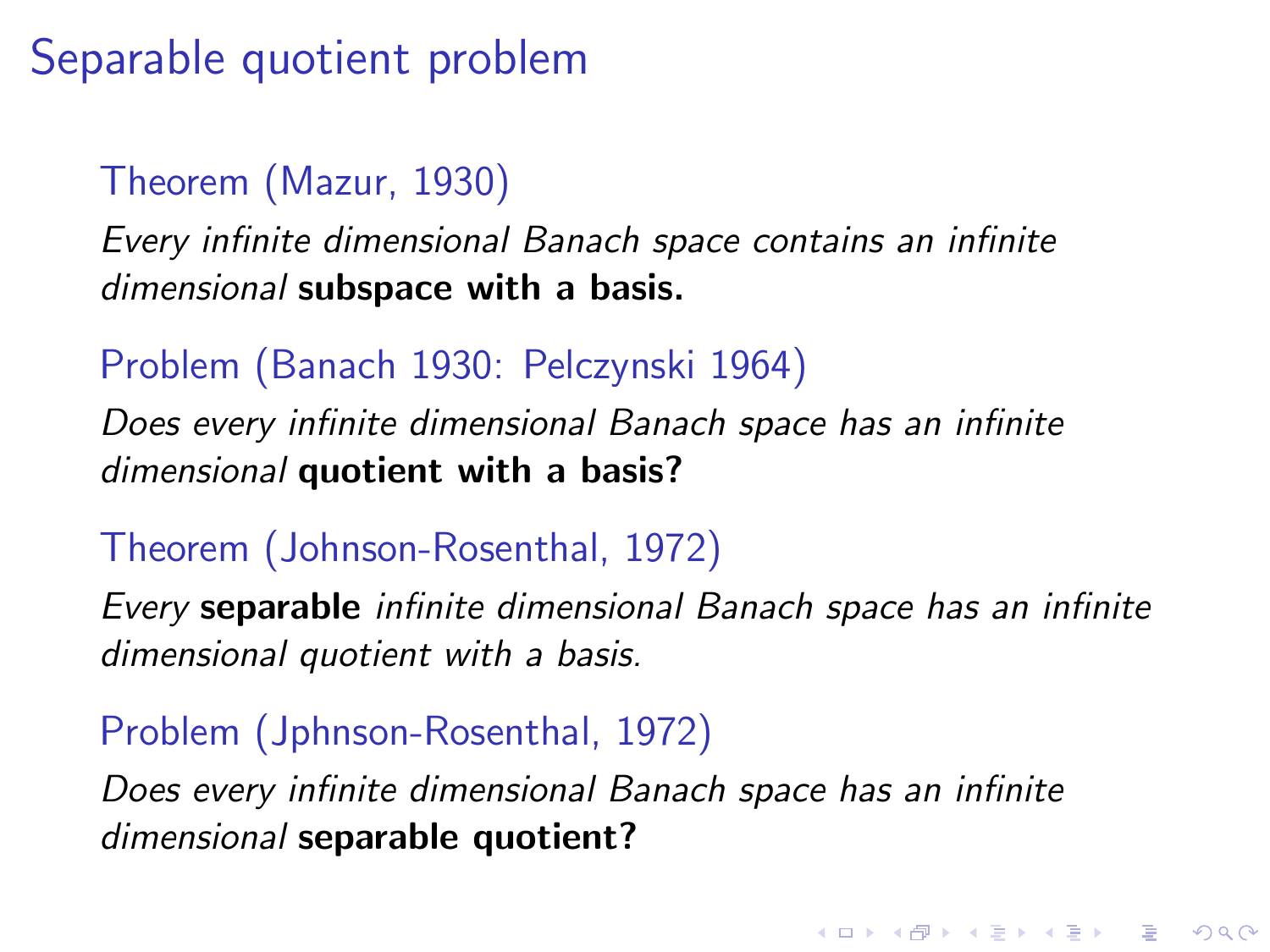# Separable quotient problem

### Theorem (Mazur, 1930)

*Every infinite dimensional Banach space contains an infinite dimensional* **subspace with a basis.**

### Problem (Banach 1930: Pelczynski 1964)

*Does every infinite dimensional Banach space has an infinite dimensional* **quotient with a basis?**

### Theorem (Johnson-Rosenthal, 1972)

*Every* **separable** *infinite dimensional Banach space has an infinite dimensional quotient with a basis.*

### Problem (Jphnson-Rosenthal, 1972)

*Does every infinite dimensional Banach space has an infinite dimensional* **separable quotient?**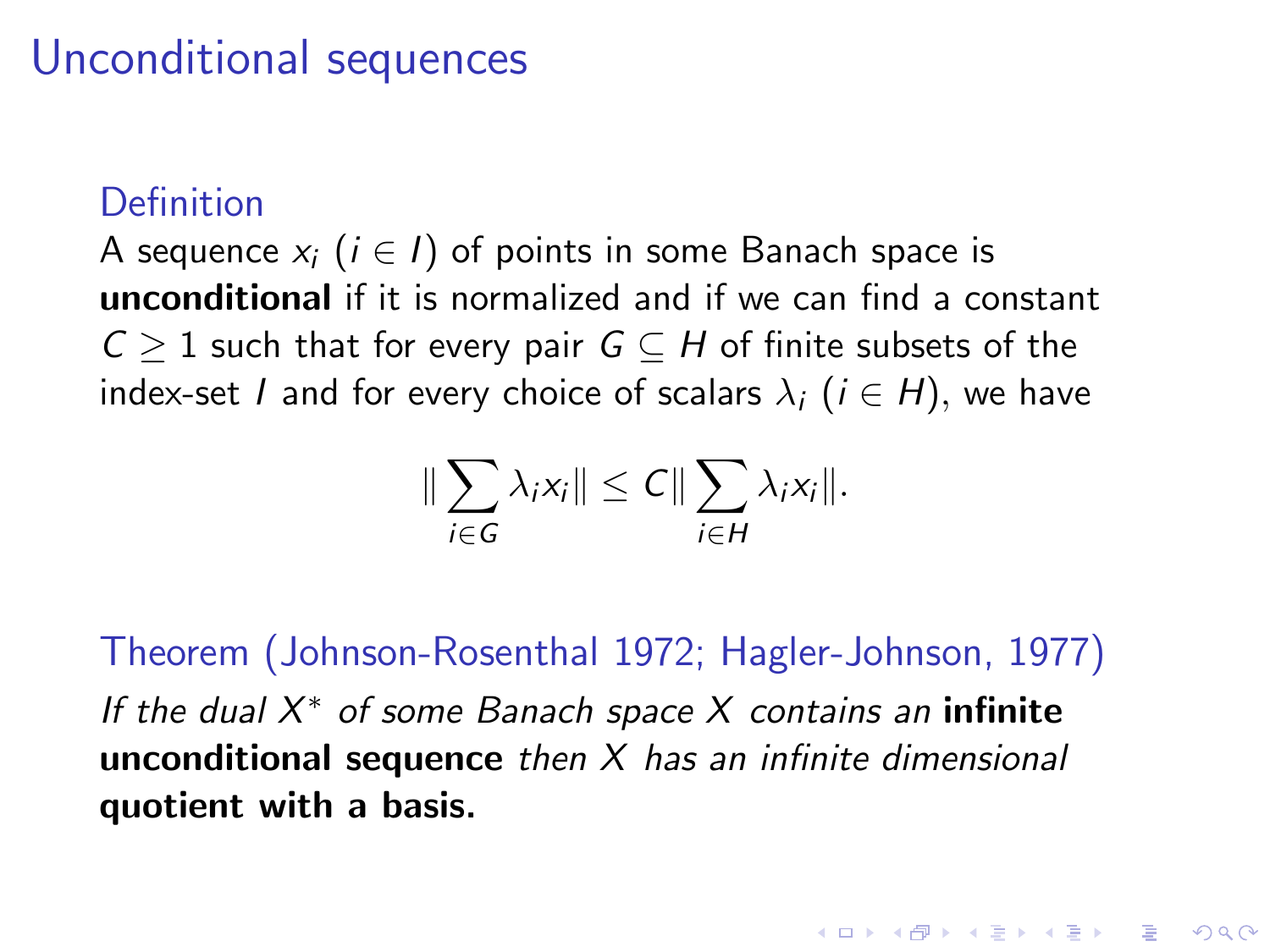# Unconditional sequences

### Definition

A sequence $x_i$ ($i \in I$) of points in some Banach space is **unconditional** if it is normalized and if we can find a constant $C \geq 1$ such that for every pair $G \subseteq H$ of finite subsets of the index-set $I$ and for every choice of scalars $\lambda_i$ ($i \in H$), we have

$$\|\sum_{i \in G} \lambda_i x_i\| \leq C \|\sum_{i \in H} \lambda_i x_i\|.$$

### Theorem (Johnson-Rosenthal 1972; Hagler-Johnson, 1977)

*If the dual $X^*$ of some Banach space $X$ contains an* **infinite unconditional sequence** *then $X$ has an infinite dimensional* **quotient with a basis.**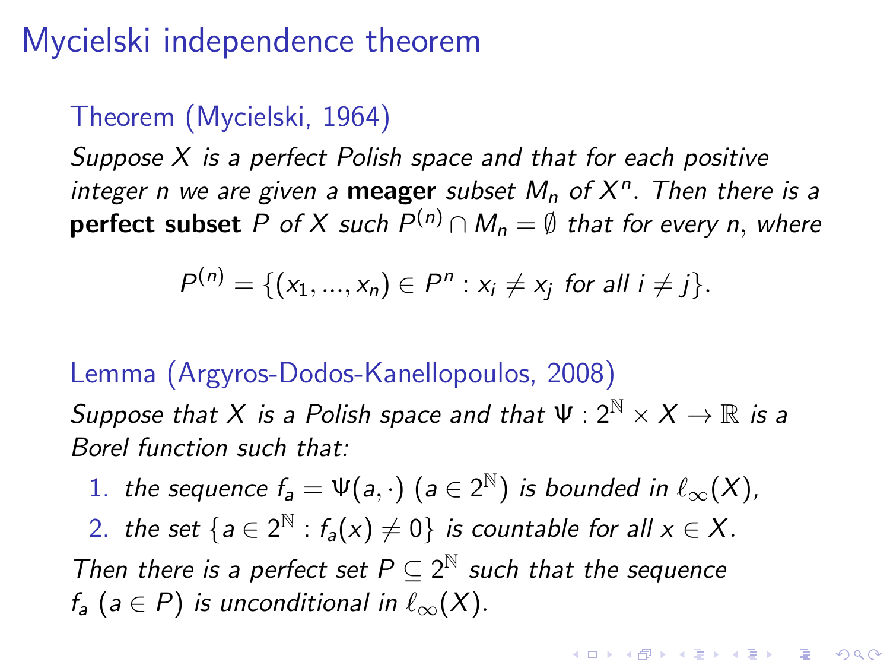# Mycielski independence theorem

**Theorem (Mycielski, 1964)**

*Suppose $X$ is a perfect Polish space and that for each positive integer $n$ we are given a* **meager** *subset $M_n$ of $X^n$. Then there is a* **perfect subset** *$P$ of $X$ such $P^{(n)} \cap M_n = \emptyset$ that for every $n$, where*

$$P^{(n)} = \{(x_1, ..., x_n) \in P^n : x_i \neq x_j \text{ for all } i \neq j\}.$$

**Lemma (Argyros-Dodos-Kanellopoulos, 2008)**

*Suppose that $X$ is a Polish space and that $\Psi : 2^{\mathbb{N}} \times X \to \mathbb{R}$ is a Borel function such that:*

1. *the sequence $f_a = \Psi(a, \cdot)$ ($a \in 2^{\mathbb{N}}$) is bounded in $\ell_\infty(X)$,*
2. *the set $\{a \in 2^{\mathbb{N}} : f_a(x) \neq 0\}$ is countable for all $x \in X$.*

*Then there is a perfect set $P \subseteq 2^{\mathbb{N}}$ such that the sequence $f_a$ ($a \in P$) is unconditional in $\ell_\infty(X)$.*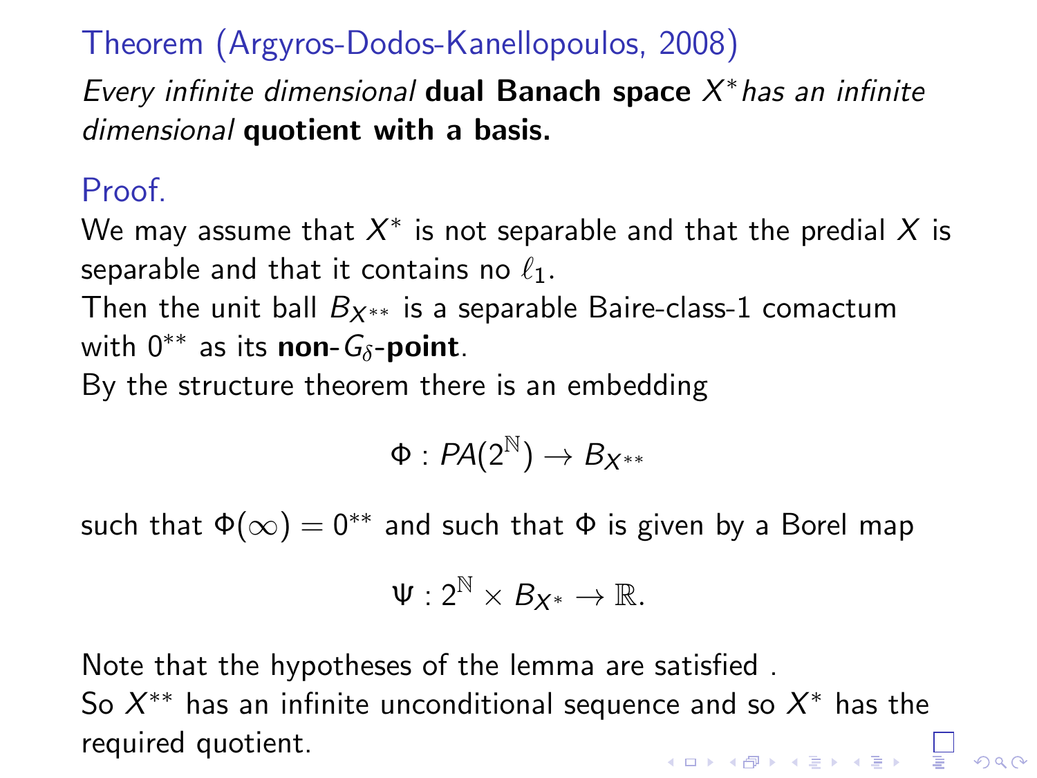### Theorem (Argyros-Dodos-Kanellopoulos, 2008)

*Every infinite dimensional* **dual Banach space** $X^*$ *has an infinite dimensional* **quotient with a basis.**

### Proof.

We may assume that $X^*$ is not separable and that the predial $X$ is separable and that it contains no $\ell_1$.

Then the unit ball $B_{X^{**}}$ is a separable Baire-class-1 comactum with $0^{**}$ as its **non-$G_\delta$-point**.

By the structure theorem there is an embedding

$$\Phi : PA(2^{\mathbb{N}}) \to B_{X^{**}}$$

such that $\Phi(\infty) = 0^{**}$ and such that $\Phi$ is given by a Borel map

$$\Psi : 2^{\mathbb{N}} \times B_{X^*} \to \mathbb{R}.$$

Note that the hypotheses of the lemma are satisfied .

So $X^{**}$ has an infinite unconditional sequence and so $X^*$ has the required quotient.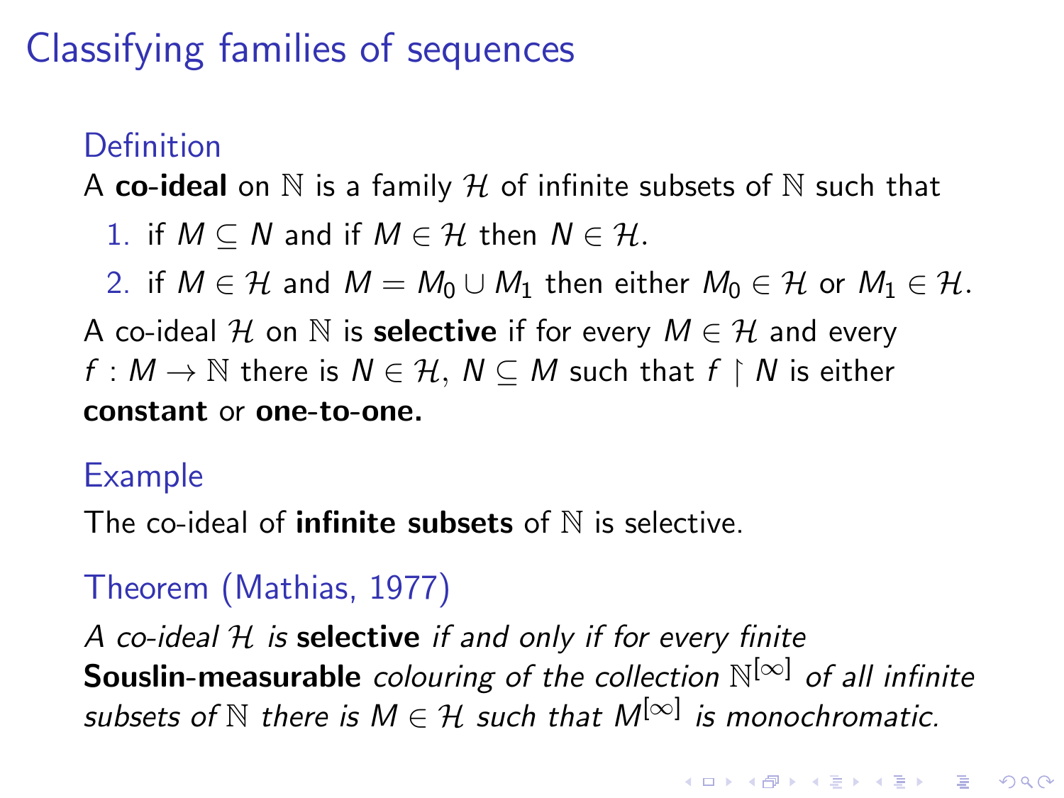# Classifying families of sequences

### Definition

A **co-ideal** on $\mathbb{N}$ is a family $\mathcal{H}$ of infinite subsets of $\mathbb{N}$ such that

1. if $M \subseteq N$ and if $M \in \mathcal{H}$ then $N \in \mathcal{H}$.
2. if $M \in \mathcal{H}$ and $M = M_0 \cup M_1$ then either $M_0 \in \mathcal{H}$ or $M_1 \in \mathcal{H}$.

A co-ideal $\mathcal{H}$ on $\mathbb{N}$ is **selective** if for every $M \in \mathcal{H}$ and every $f : M \to \mathbb{N}$ there is $N \in \mathcal{H}$, $N \subseteq M$ such that $f \restriction N$ is either **constant** or **one-to-one.**

### Example

The co-ideal of **infinite subsets** of $\mathbb{N}$ is selective.

### Theorem (Mathias, 1977)

*A co-ideal $\mathcal{H}$ is* **selective** *if and only if for every finite* **Souslin-measurable** *colouring of the collection $\mathbb{N}^{[\infty]}$ of all infinite subsets of $\mathbb{N}$ there is $M \in \mathcal{H}$ such that $M^{[\infty]}$ is monochromatic.*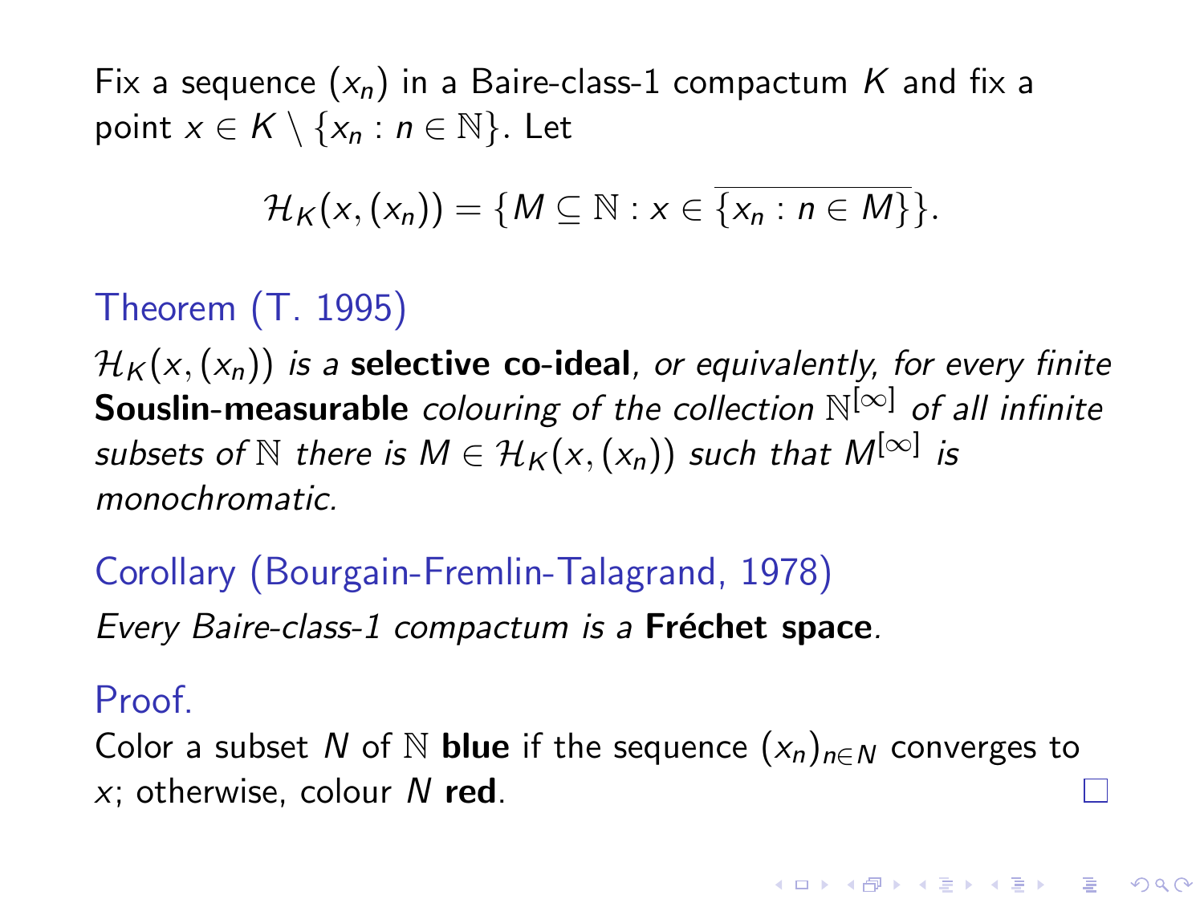Fix a sequence $(x_n)$ in a Baire-class-1 compactum $K$ and fix a point $x \in K \setminus \{x_n : n \in \mathbb{N}\}$. Let

$$\mathcal{H}_K(x, (x_n)) = \{M \subseteq \mathbb{N} : x \in \overline{\{x_n : n \in M\}}\}.$$

**Theorem (T. 1995)**

*$\mathcal{H}_K(x, (x_n))$ is a* **selective co-ideal**, *or equivalently, for every finite* **Souslin-measurable** *colouring of the collection $\mathbb{N}^{[\infty]}$ of all infinite subsets of $\mathbb{N}$ there is $M \in \mathcal{H}_K(x, (x_n))$ such that $M^{[\infty]}$ is monochromatic.*

**Corollary (Bourgain-Fremlin-Talagrand, 1978)**

*Every Baire-class-1 compactum is a* **Fréchet space**.

**Proof.**

Color a subset $N$ of $\mathbb{N}$ **blue** if the sequence $(x_n)_{n \in N}$ converges to $x$; otherwise, colour $N$ **red**. □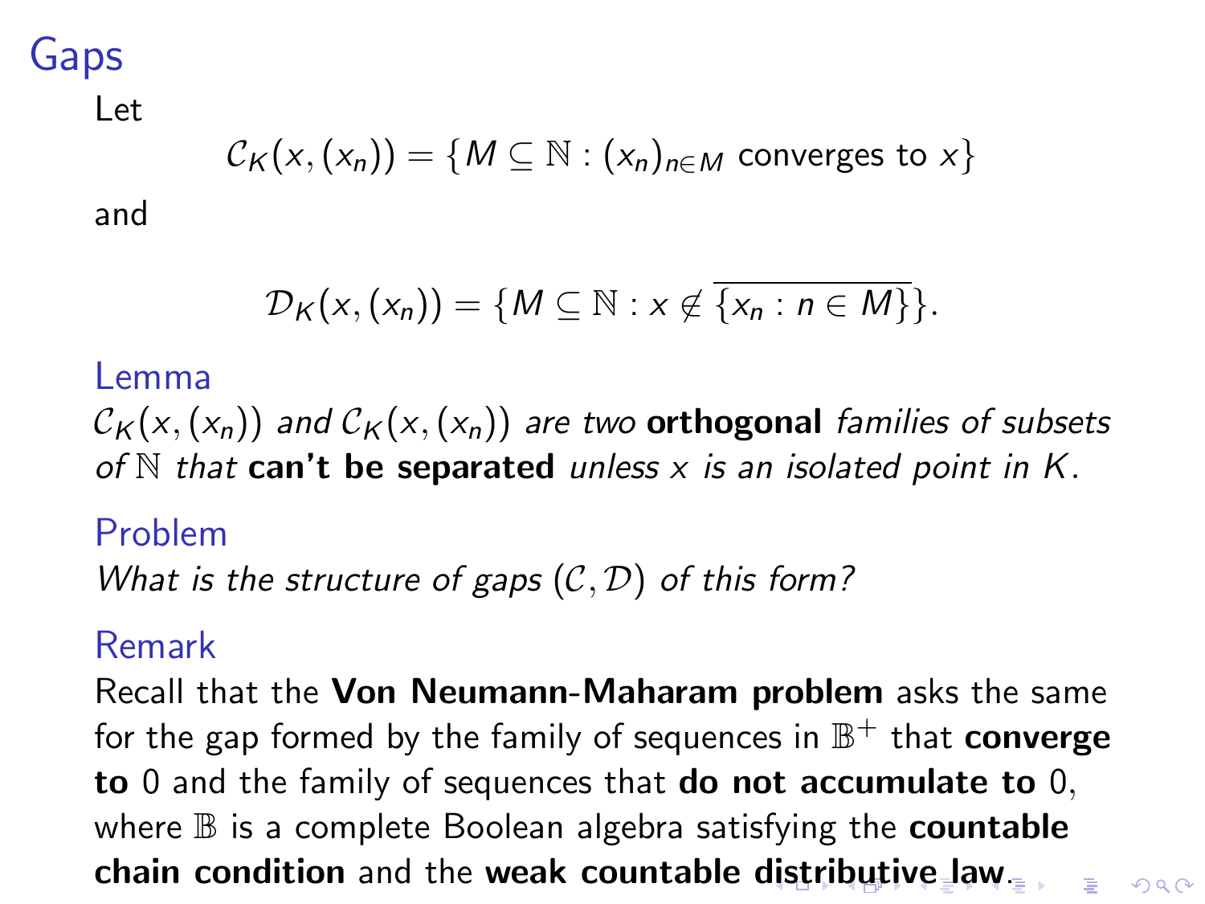# Gaps

Let

$$\mathcal{C}_K(x,(x_n)) = \{M \subseteq \mathbb{N} : (x_n)_{n\in M} \text{ converges to } x\}$$

and

$$\mathcal{D}_K(x,(x_n)) = \{M \subseteq \mathbb{N} : x \notin \overline{\{x_n : n \in M\}}\}.$$

**Lemma**

*$\mathcal{C}_K(x,(x_n))$ and $\mathcal{C}_K(x,(x_n))$ are two* **orthogonal** *families of subsets of $\mathbb{N}$ that* **can't be separated** *unless $x$ is an isolated point in $K$.*

**Problem**

*What is the structure of gaps $(\mathcal{C}, \mathcal{D})$ of this form?*

**Remark**

Recall that the **Von Neumann-Maharam problem** asks the same for the gap formed by the family of sequences in $\mathbb{B}^+$ that **converge to** $0$ and the family of sequences that **do not accumulate to** $0$, where $\mathbb{B}$ is a complete Boolean algebra satisfying the **countable chain condition** and the **weak countable distributive law**.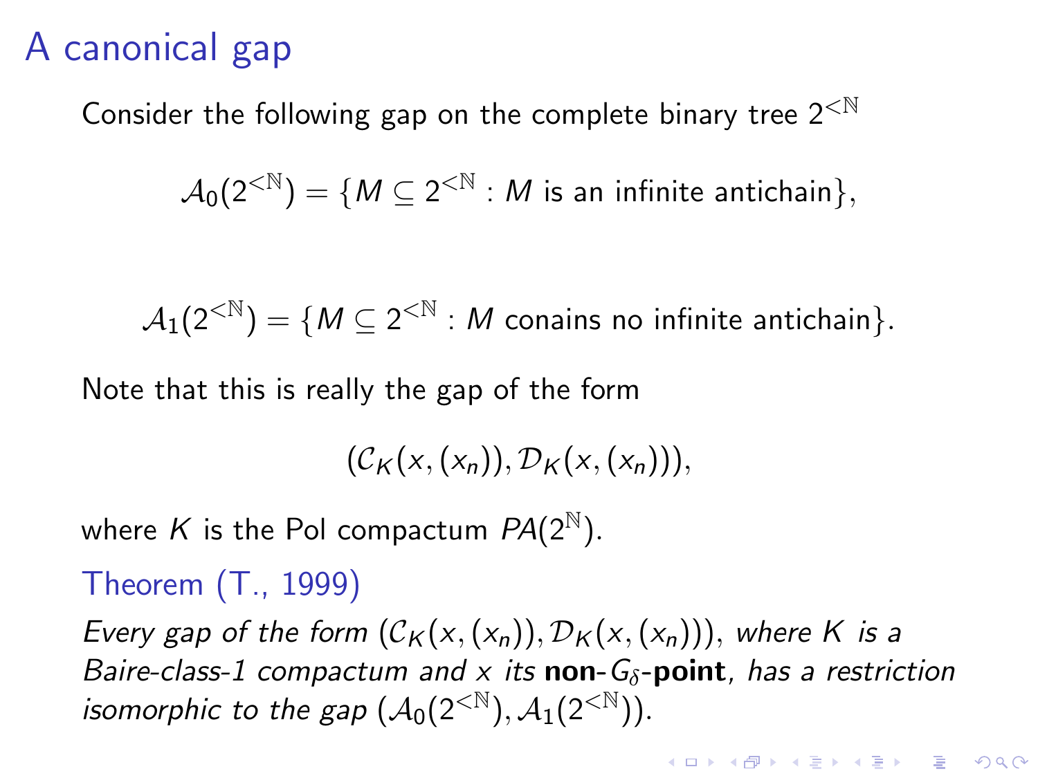# A canonical gap

Consider the following gap on the complete binary tree $2^{<\mathbb{N}}$

$$\mathcal{A}_0(2^{<\mathbb{N}}) = \{M \subseteq 2^{<\mathbb{N}} : M \text{ is an infinite antichain}\},$$

$$\mathcal{A}_1(2^{<\mathbb{N}}) = \{M \subseteq 2^{<\mathbb{N}} : M \text{ conains no infinite antichain}\}.$$

Note that this is really the gap of the form

$$(\mathcal{C}_K(x,(x_n)), \mathcal{D}_K(x,(x_n))),$$

where $K$ is the Pol compactum $PA(2^{\mathbb{N}})$.

**Theorem (T., 1999)**

*Every gap of the form $(\mathcal{C}_K(x,(x_n)), \mathcal{D}_K(x,(x_n)))$, where $K$ is a Baire-class-1 compactum and $x$ its* **non-$G_\delta$-point**, *has a restriction isomorphic to the gap $(\mathcal{A}_0(2^{<\mathbb{N}}), \mathcal{A}_1(2^{<\mathbb{N}}))$.*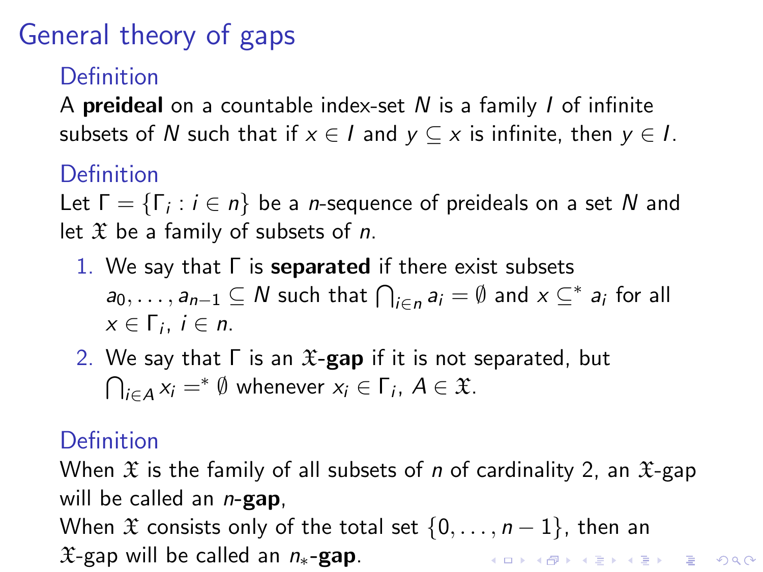# General theory of gaps

### Definition

A **preideal** on a countable index-set $N$ is a family $I$ of infinite subsets of $N$ such that if $x \in I$ and $y \subseteq x$ is infinite, then $y \in I$.

### Definition

Let $\Gamma = \{\Gamma_i : i \in n\}$ be a $n$-sequence of preideals on a set $N$ and let $\mathfrak{X}$ be a family of subsets of $n$.

1. We say that $\Gamma$ is **separated** if there exist subsets $a_0, \ldots, a_{n-1} \subseteq N$ such that $\bigcap_{i \in n} a_i = \emptyset$ and $x \subseteq^* a_i$ for all $x \in \Gamma_i$, $i \in n$.
2. We say that $\Gamma$ is an $\mathfrak{X}$-**gap** if it is not separated, but $\bigcap_{i \in A} x_i =^* \emptyset$ whenever $x_i \in \Gamma_i$, $A \in \mathfrak{X}$.

### Definition

When $\mathfrak{X}$ is the family of all subsets of $n$ of cardinality 2, an $\mathfrak{X}$-gap will be called an $n$-**gap**,
When $\mathfrak{X}$ consists only of the total set $\{0, \ldots, n-1\}$, then an $\mathfrak{X}$-gap will be called an $n_*$-**gap**.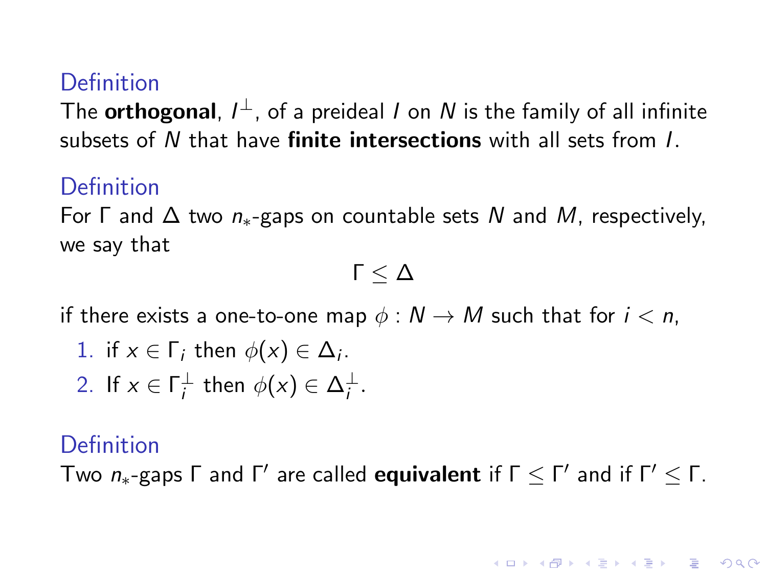### Definition

The **orthogonal**, $I^{\perp}$, of a preideal $I$ on $N$ is the family of all infinite subsets of $N$ that have **finite intersections** with all sets from $I$.

### Definition

For $\Gamma$ and $\Delta$ two $n_*$-gaps on countable sets $N$ and $M$, respectively, we say that

$$\Gamma \leq \Delta$$

if there exists a one-to-one map $\phi : N \to M$ such that for $i < n$,

1. if $x \in \Gamma_i$ then $\phi(x) \in \Delta_i$.
2. If $x \in \Gamma_i^{\perp}$ then $\phi(x) \in \Delta_i^{\perp}$.

### Definition

Two $n_*$-gaps $\Gamma$ and $\Gamma'$ are called **equivalent** if $\Gamma \leq \Gamma'$ and if $\Gamma' \leq \Gamma$.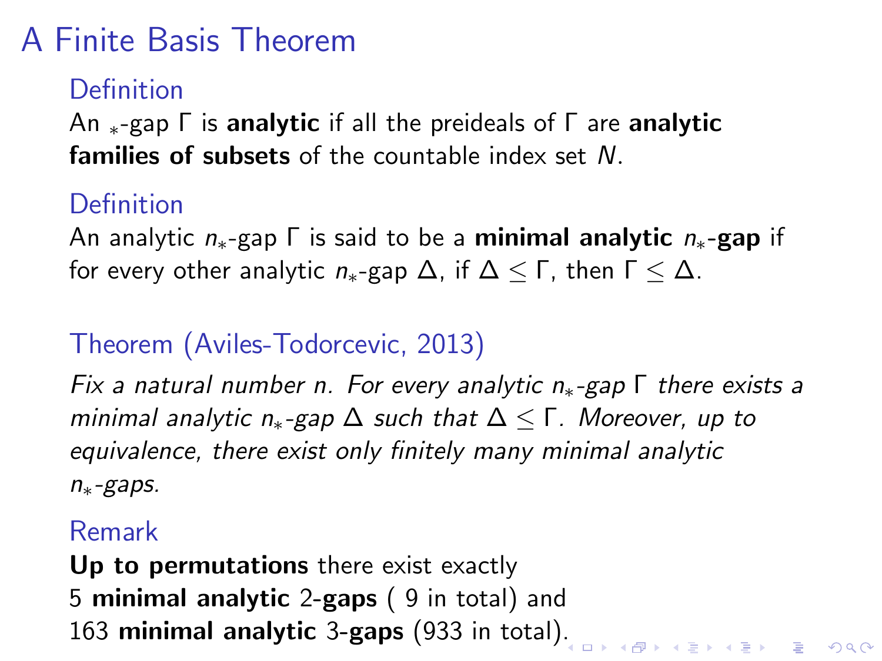# A Finite Basis Theorem

**Definition**

An $_*$-gap $\Gamma$ is **analytic** if all the preideals of $\Gamma$ are **analytic families of subsets** of the countable index set $N$.

**Definition**

An analytic $n_*$-gap $\Gamma$ is said to be a **minimal analytic $n_*$-gap** if for every other analytic $n_*$-gap $\Delta$, if $\Delta \leq \Gamma$, then $\Gamma \leq \Delta$.

**Theorem (Aviles-Todorcevic, 2013)**

*Fix a natural number $n$. For every analytic $n_*$-gap $\Gamma$ there exists a minimal analytic $n_*$-gap $\Delta$ such that $\Delta \leq \Gamma$. Moreover, up to equivalence, there exist only finitely many minimal analytic $n_*$-gaps.*

**Remark**

**Up to permutations** there exist exactly
5 **minimal analytic** 2-**gaps** ( 9 in total) and
163 **minimal analytic** 3-**gaps** (933 in total).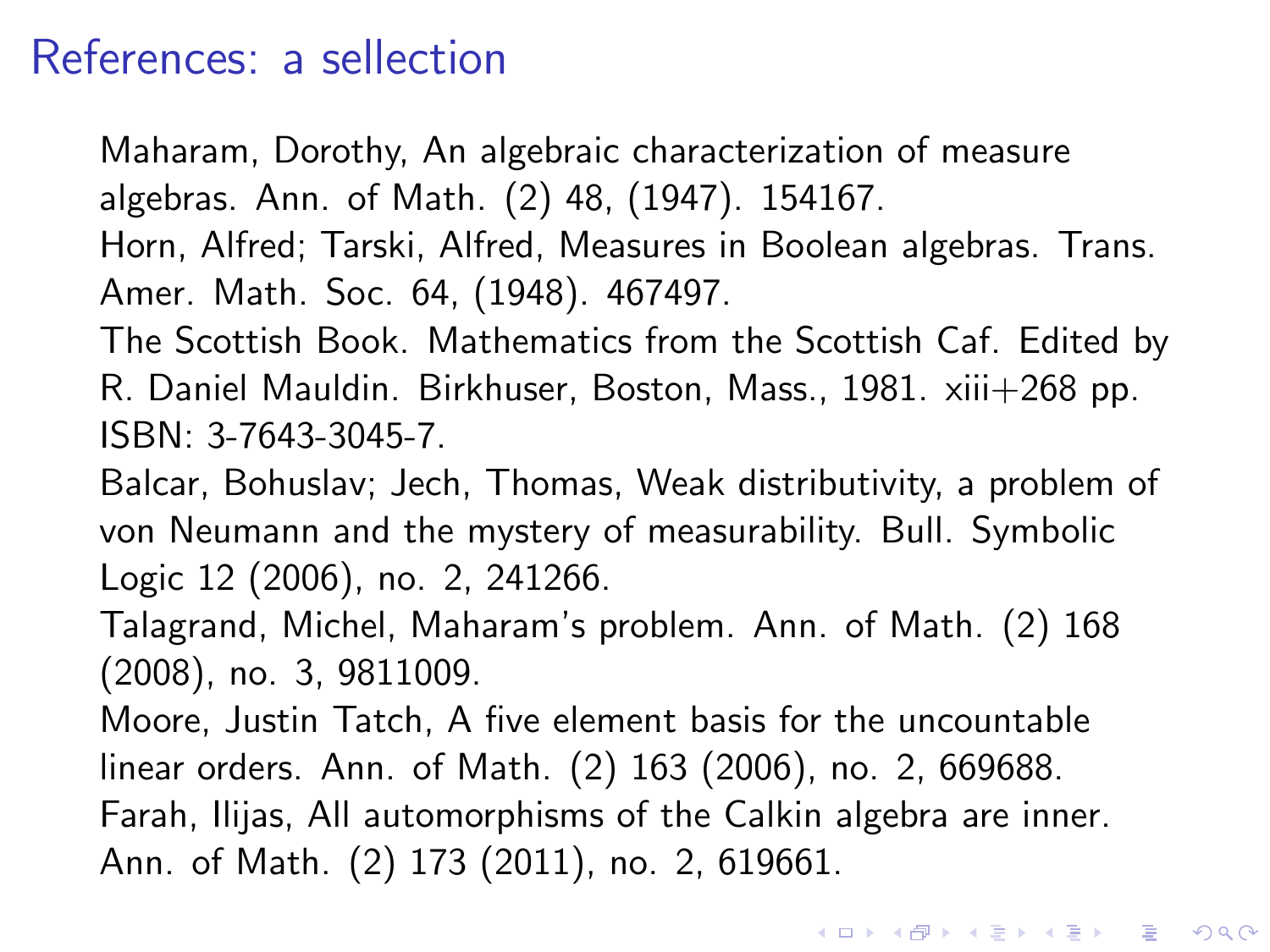# References: a sellection

Maharam, Dorothy, An algebraic characterization of measure algebras. Ann. of Math. (2) 48, (1947). 154167.

Horn, Alfred; Tarski, Alfred, Measures in Boolean algebras. Trans. Amer. Math. Soc. 64, (1948). 467497.

The Scottish Book. Mathematics from the Scottish Caf. Edited by R. Daniel Mauldin. Birkhuser, Boston, Mass., 1981. xiii+268 pp. ISBN: 3-7643-3045-7.

Balcar, Bohuslav; Jech, Thomas, Weak distributivity, a problem of von Neumann and the mystery of measurability. Bull. Symbolic Logic 12 (2006), no. 2, 241266.

Talagrand, Michel, Maharam's problem. Ann. of Math. (2) 168 (2008), no. 3, 9811009.

Moore, Justin Tatch, A five element basis for the uncountable linear orders. Ann. of Math. (2) 163 (2006), no. 2, 669688.

Farah, Ilijas, All automorphisms of the Calkin algebra are inner. Ann. of Math. (2) 173 (2011), no. 2, 619661.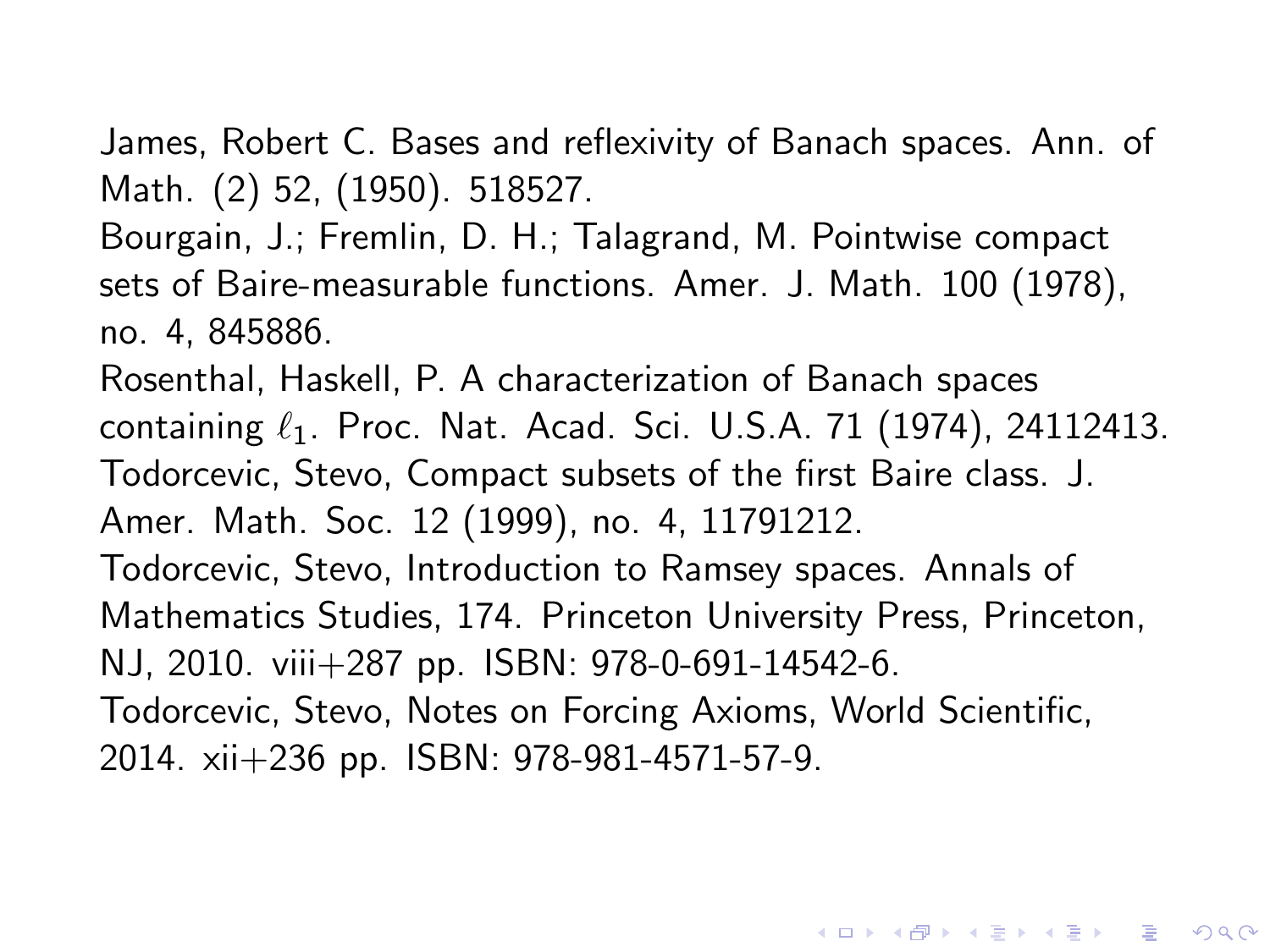James, Robert C. Bases and reflexivity of Banach spaces. Ann. of Math. (2) 52, (1950). 518527.

Bourgain, J.; Fremlin, D. H.; Talagrand, M. Pointwise compact sets of Baire-measurable functions. Amer. J. Math. 100 (1978), no. 4, 845886.

Rosenthal, Haskell, P. A characterization of Banach spaces containing $\ell_1$. Proc. Nat. Acad. Sci. U.S.A. 71 (1974), 24112413.

Todorcevic, Stevo, Compact subsets of the first Baire class. J. Amer. Math. Soc. 12 (1999), no. 4, 11791212.

Todorcevic, Stevo, Introduction to Ramsey spaces. Annals of Mathematics Studies, 174. Princeton University Press, Princeton, NJ, 2010. viii+287 pp. ISBN: 978-0-691-14542-6.

Todorcevic, Stevo, Notes on Forcing Axioms, World Scientific, 2014. xii+236 pp. ISBN: 978-981-4571-57-9.